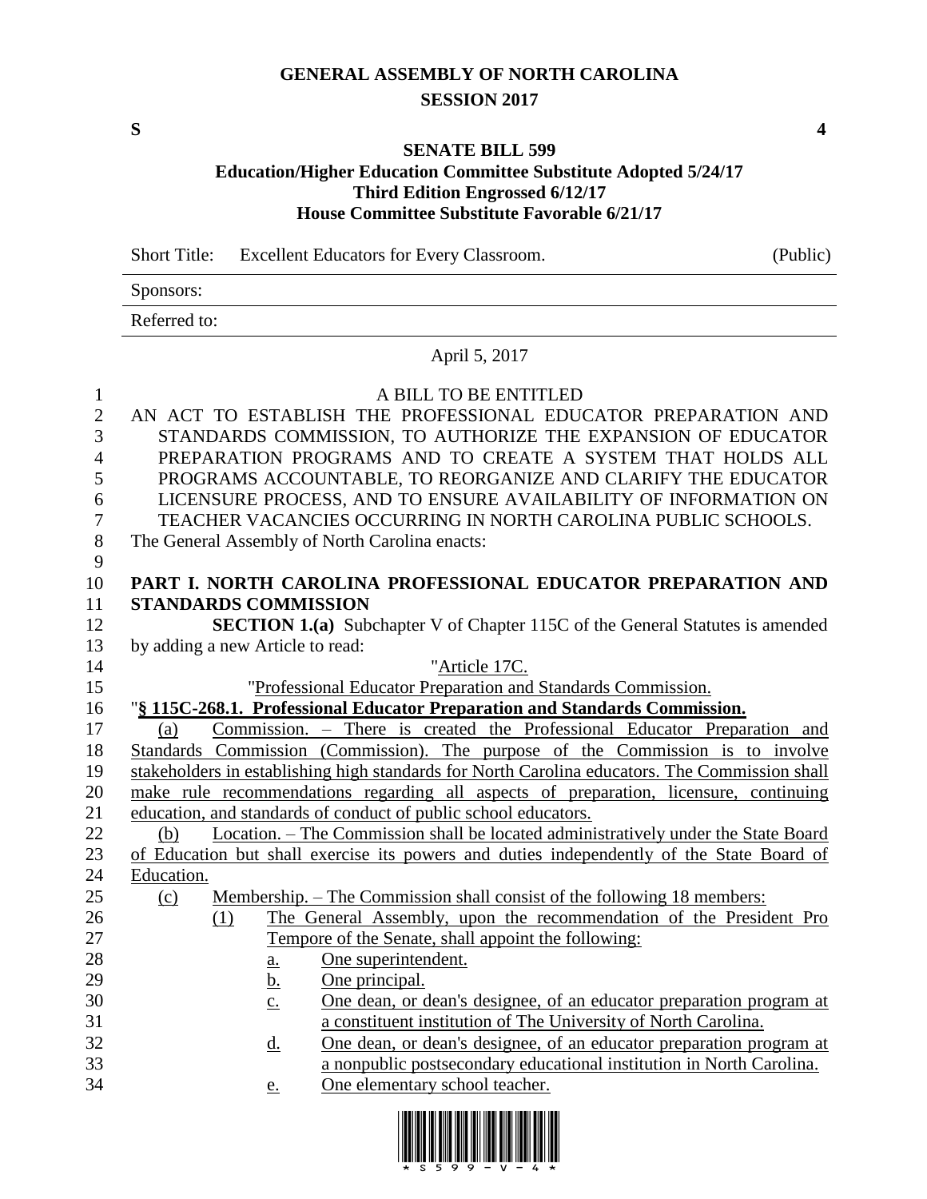**GENERAL ASSEMBLY OF NORTH CAROLINA**
**SESSION 2017**

**S** **4**

**SENATE BILL 599**
**Education/Higher Education Committee Substitute Adopted 5/24/17**
**Third Edition Engrossed 6/12/17**
**House Committee Substitute Favorable 6/21/17**

Short Title: Excellent Educators for Every Classroom. (Public)

Sponsors:

Referred to:

April 5, 2017

A BILL TO BE ENTITLED

AN ACT TO ESTABLISH THE PROFESSIONAL EDUCATOR PREPARATION AND STANDARDS COMMISSION, TO AUTHORIZE THE EXPANSION OF EDUCATOR PREPARATION PROGRAMS AND TO CREATE A SYSTEM THAT HOLDS ALL PROGRAMS ACCOUNTABLE, TO REORGANIZE AND CLARIFY THE EDUCATOR LICENSURE PROCESS, AND TO ENSURE AVAILABILITY OF INFORMATION ON TEACHER VACANCIES OCCURRING IN NORTH CAROLINA PUBLIC SCHOOLS.

The General Assembly of North Carolina enacts:

**PART I. NORTH CAROLINA PROFESSIONAL EDUCATOR PREPARATION AND STANDARDS COMMISSION**

**SECTION 1.(a)** Subchapter V of Chapter 115C of the General Statutes is amended by adding a new Article to read:

"Article 17C.

"Professional Educator Preparation and Standards Commission.

"**§ 115C-268.1. Professional Educator Preparation and Standards Commission.**

(a) Commission. – There is created the Professional Educator Preparation and Standards Commission (Commission). The purpose of the Commission is to involve stakeholders in establishing high standards for North Carolina educators. The Commission shall make rule recommendations regarding all aspects of preparation, licensure, continuing education, and standards of conduct of public school educators.

(b) Location. – The Commission shall be located administratively under the State Board of Education but shall exercise its powers and duties independently of the State Board of Education.

(c) Membership. – The Commission shall consist of the following 18 members:

(1) The General Assembly, upon the recommendation of the President Pro Tempore of the Senate, shall appoint the following:

a. One superintendent.

b. One principal.

c. One dean, or dean's designee, of an educator preparation program at a constituent institution of The University of North Carolina.

d. One dean, or dean's designee, of an educator preparation program at a nonpublic postsecondary educational institution in North Carolina.

e. One elementary school teacher.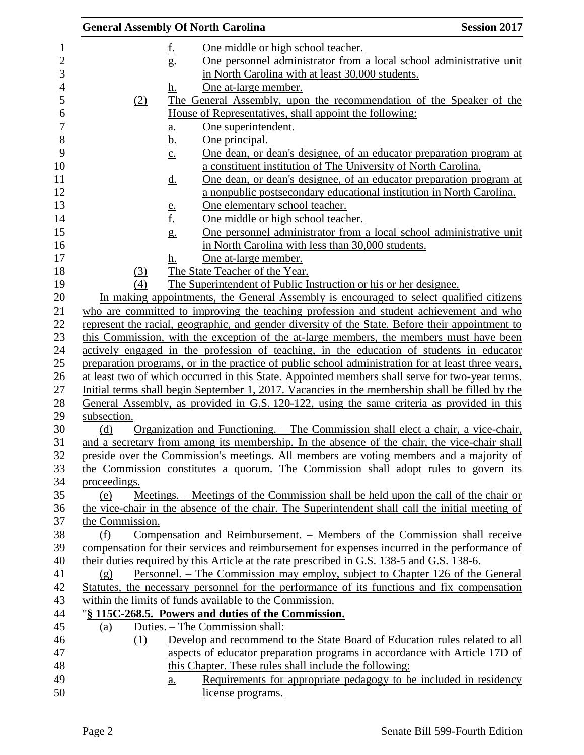f. One middle or high school teacher.

g. One personnel administrator from a local school administrative unit in North Carolina with at least 30,000 students.

h. One at-large member.

(2) The General Assembly, upon the recommendation of the Speaker of the House of Representatives, shall appoint the following:

a. One superintendent.

b. One principal.

c. One dean, or dean's designee, of an educator preparation program at a constituent institution of The University of North Carolina.

d. One dean, or dean's designee, of an educator preparation program at a nonpublic postsecondary educational institution in North Carolina.

e. One elementary school teacher.

f. One middle or high school teacher.

g. One personnel administrator from a local school administrative unit in North Carolina with less than 30,000 students.

h. One at-large member.

(3) The State Teacher of the Year.

(4) The Superintendent of Public Instruction or his or her designee.

In making appointments, the General Assembly is encouraged to select qualified citizens who are committed to improving the teaching profession and student achievement and who represent the racial, geographic, and gender diversity of the State. Before their appointment to this Commission, with the exception of the at-large members, the members must have been actively engaged in the profession of teaching, in the education of students in educator preparation programs, or in the practice of public school administration for at least three years, at least two of which occurred in this State. Appointed members shall serve for two-year terms. Initial terms shall begin September 1, 2017. Vacancies in the membership shall be filled by the General Assembly, as provided in G.S. 120-122, using the same criteria as provided in this subsection.

(d) Organization and Functioning. – The Commission shall elect a chair, a vice-chair, and a secretary from among its membership. In the absence of the chair, the vice-chair shall preside over the Commission's meetings. All members are voting members and a majority of the Commission constitutes a quorum. The Commission shall adopt rules to govern its proceedings.

(e) Meetings. – Meetings of the Commission shall be held upon the call of the chair or the vice-chair in the absence of the chair. The Superintendent shall call the initial meeting of the Commission.

(f) Compensation and Reimbursement. – Members of the Commission shall receive compensation for their services and reimbursement for expenses incurred in the performance of their duties required by this Article at the rate prescribed in G.S. 138-5 and G.S. 138-6.

(g) Personnel. – The Commission may employ, subject to Chapter 126 of the General Statutes, the necessary personnel for the performance of its functions and fix compensation within the limits of funds available to the Commission.

"**§ 115C-268.5. Powers and duties of the Commission.**

(a) Duties. – The Commission shall:

(1) Develop and recommend to the State Board of Education rules related to all aspects of educator preparation programs in accordance with Article 17D of this Chapter. These rules shall include the following:

a. Requirements for appropriate pedagogy to be included in residency license programs.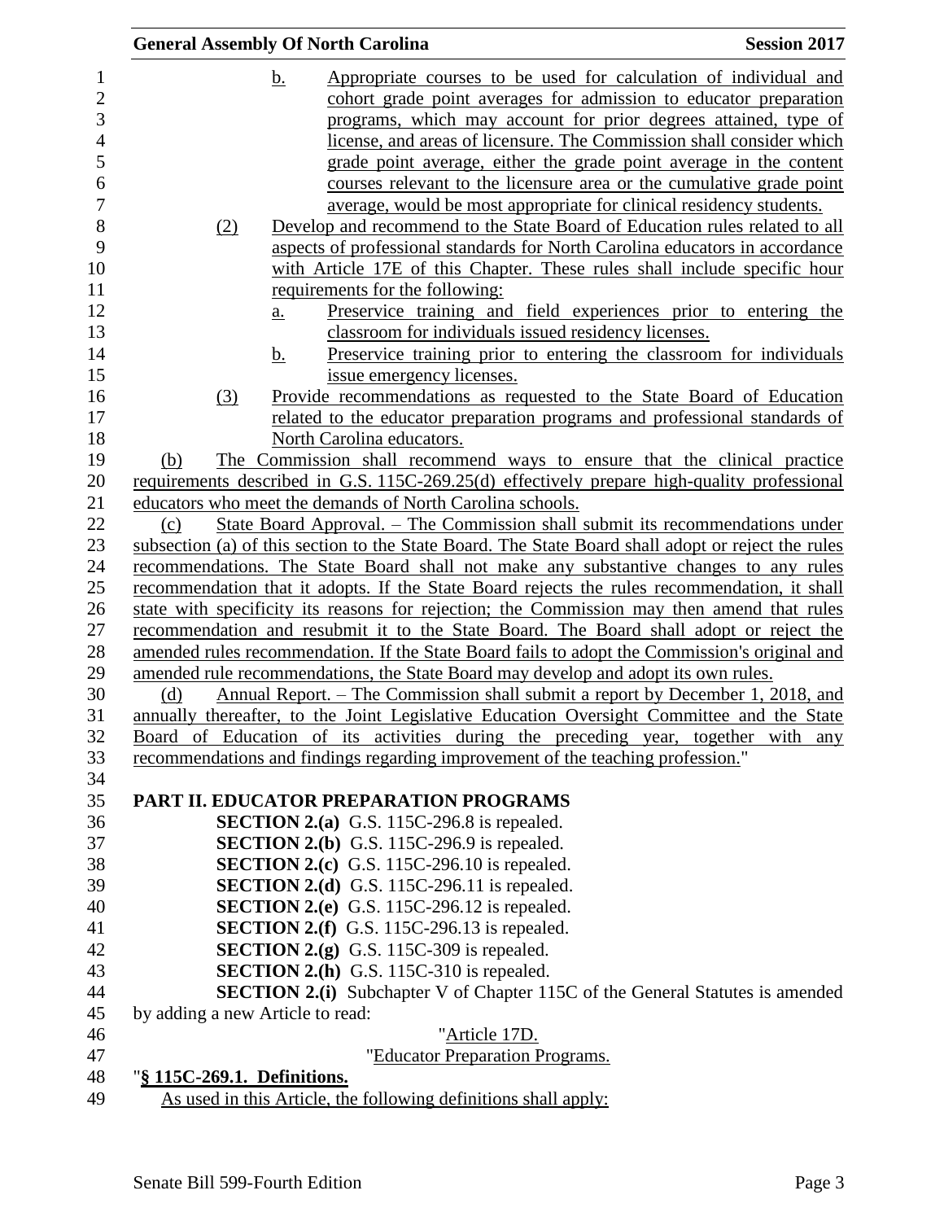b. Appropriate courses to be used for calculation of individual and cohort grade point averages for admission to educator preparation programs, which may account for prior degrees attained, type of license, and areas of licensure. The Commission shall consider which grade point average, either the grade point average in the content courses relevant to the licensure area or the cumulative grade point average, would be most appropriate for clinical residency students.

(2) Develop and recommend to the State Board of Education rules related to all aspects of professional standards for North Carolina educators in accordance with Article 17E of this Chapter. These rules shall include specific hour requirements for the following:

a. Preservice training and field experiences prior to entering the classroom for individuals issued residency licenses.

b. Preservice training prior to entering the classroom for individuals issue emergency licenses.

(3) Provide recommendations as requested to the State Board of Education related to the educator preparation programs and professional standards of North Carolina educators.

(b) The Commission shall recommend ways to ensure that the clinical practice requirements described in G.S. 115C-269.25(d) effectively prepare high-quality professional educators who meet the demands of North Carolina schools.

(c) State Board Approval. – The Commission shall submit its recommendations under subsection (a) of this section to the State Board. The State Board shall adopt or reject the rules recommendations. The State Board shall not make any substantive changes to any rules recommendation that it adopts. If the State Board rejects the rules recommendation, it shall state with specificity its reasons for rejection; the Commission may then amend that rules recommendation and resubmit it to the State Board. The Board shall adopt or reject the amended rules recommendation. If the State Board fails to adopt the Commission's original and amended rule recommendations, the State Board may develop and adopt its own rules.

(d) Annual Report. – The Commission shall submit a report by December 1, 2018, and annually thereafter, to the Joint Legislative Education Oversight Committee and the State Board of Education of its activities during the preceding year, together with any recommendations and findings regarding improvement of the teaching profession."

**PART II. EDUCATOR PREPARATION PROGRAMS**

**SECTION 2.(a)** G.S. 115C-296.8 is repealed.

**SECTION 2.(b)** G.S. 115C-296.9 is repealed.

**SECTION 2.(c)** G.S. 115C-296.10 is repealed.

**SECTION 2.(d)** G.S. 115C-296.11 is repealed.

**SECTION 2.(e)** G.S. 115C-296.12 is repealed.

**SECTION 2.(f)** G.S. 115C-296.13 is repealed.

**SECTION 2.(g)** G.S. 115C-309 is repealed.

**SECTION 2.(h)** G.S. 115C-310 is repealed.

**SECTION 2.(i)** Subchapter V of Chapter 115C of the General Statutes is amended by adding a new Article to read:

"Article 17D.

"Educator Preparation Programs.

"**§ 115C-269.1. Definitions.**

As used in this Article, the following definitions shall apply: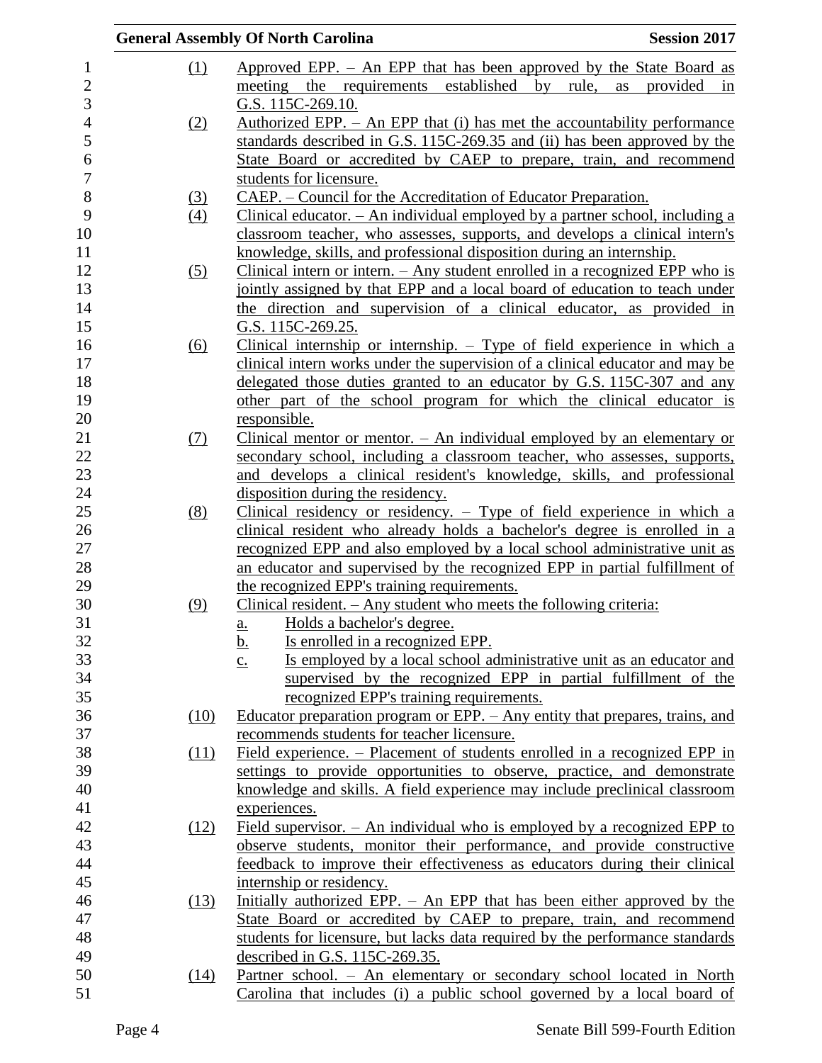(1) Approved EPP. – An EPP that has been approved by the State Board as meeting the requirements established by rule, as provided in G.S. 115C-269.10.

(2) Authorized EPP. – An EPP that (i) has met the accountability performance standards described in G.S. 115C-269.35 and (ii) has been approved by the State Board or accredited by CAEP to prepare, train, and recommend students for licensure.

(3) CAEP. – Council for the Accreditation of Educator Preparation.

(4) Clinical educator. – An individual employed by a partner school, including a classroom teacher, who assesses, supports, and develops a clinical intern's knowledge, skills, and professional disposition during an internship.

(5) Clinical intern or intern. – Any student enrolled in a recognized EPP who is jointly assigned by that EPP and a local board of education to teach under the direction and supervision of a clinical educator, as provided in G.S. 115C-269.25.

(6) Clinical internship or internship. – Type of field experience in which a clinical intern works under the supervision of a clinical educator and may be delegated those duties granted to an educator by G.S. 115C-307 and any other part of the school program for which the clinical educator is responsible.

(7) Clinical mentor or mentor. – An individual employed by an elementary or secondary school, including a classroom teacher, who assesses, supports, and develops a clinical resident's knowledge, skills, and professional disposition during the residency.

(8) Clinical residency or residency. – Type of field experience in which a clinical resident who already holds a bachelor's degree is enrolled in a recognized EPP and also employed by a local school administrative unit as an educator and supervised by the recognized EPP in partial fulfillment of the recognized EPP's training requirements.

(9) Clinical resident. – Any student who meets the following criteria:
   a. Holds a bachelor's degree.
   b. Is enrolled in a recognized EPP.
   c. Is employed by a local school administrative unit as an educator and supervised by the recognized EPP in partial fulfillment of the recognized EPP's training requirements.

(10) Educator preparation program or EPP. – Any entity that prepares, trains, and recommends students for teacher licensure.

(11) Field experience. – Placement of students enrolled in a recognized EPP in settings to provide opportunities to observe, practice, and demonstrate knowledge and skills. A field experience may include preclinical classroom experiences.

(12) Field supervisor. – An individual who is employed by a recognized EPP to observe students, monitor their performance, and provide constructive feedback to improve their effectiveness as educators during their clinical internship or residency.

(13) Initially authorized EPP. – An EPP that has been either approved by the State Board or accredited by CAEP to prepare, train, and recommend students for licensure, but lacks data required by the performance standards described in G.S. 115C-269.35.

(14) Partner school. – An elementary or secondary school located in North Carolina that includes (i) a public school governed by a local board of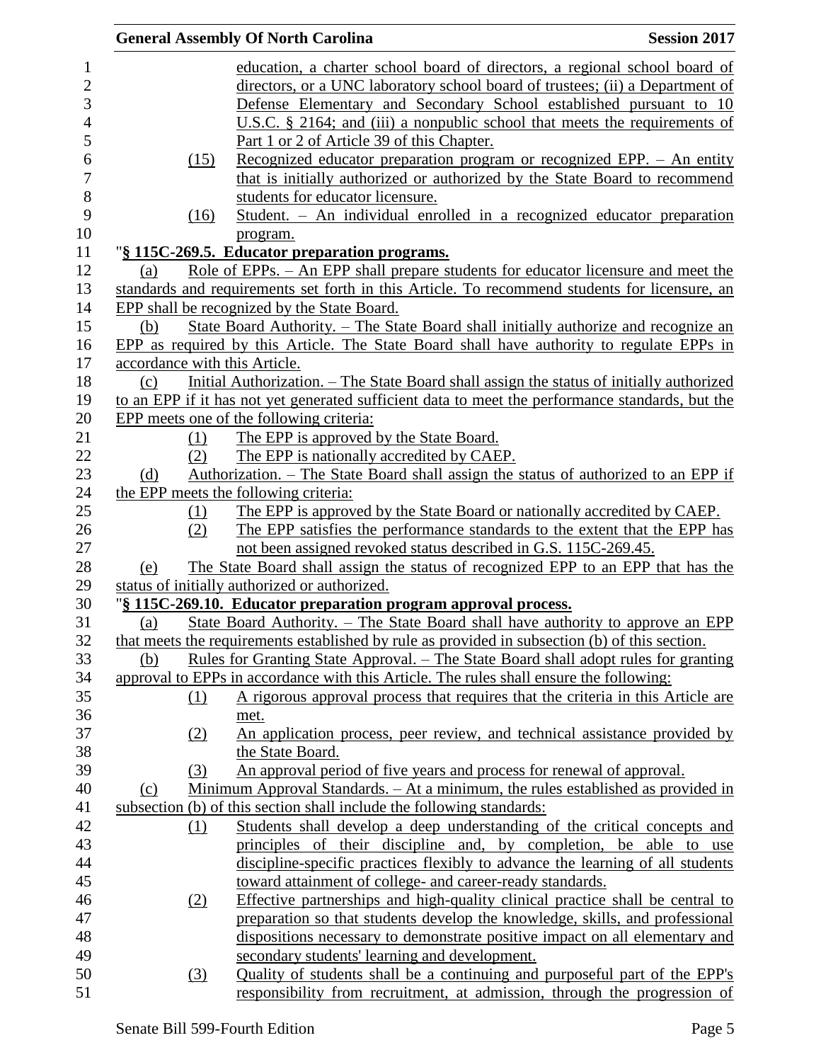education, a charter school board of directors, a regional school board of directors, or a UNC laboratory school board of trustees; (ii) a Department of Defense Elementary and Secondary School established pursuant to 10 U.S.C. § 2164; and (iii) a nonpublic school that meets the requirements of Part 1 or 2 of Article 39 of this Chapter.

(15) Recognized educator preparation program or recognized EPP. – An entity that is initially authorized or authorized by the State Board to recommend students for educator licensure.

(16) Student. – An individual enrolled in a recognized educator preparation program.

"**§ 115C-269.5. Educator preparation programs.**

(a) Role of EPPs. – An EPP shall prepare students for educator licensure and meet the standards and requirements set forth in this Article. To recommend students for licensure, an EPP shall be recognized by the State Board.

(b) State Board Authority. – The State Board shall initially authorize and recognize an EPP as required by this Article. The State Board shall have authority to regulate EPPs in accordance with this Article.

(c) Initial Authorization. – The State Board shall assign the status of initially authorized to an EPP if it has not yet generated sufficient data to meet the performance standards, but the EPP meets one of the following criteria:

(1) The EPP is approved by the State Board.

(2) The EPP is nationally accredited by CAEP.

(d) Authorization. – The State Board shall assign the status of authorized to an EPP if the EPP meets the following criteria:

(1) The EPP is approved by the State Board or nationally accredited by CAEP.

(2) The EPP satisfies the performance standards to the extent that the EPP has not been assigned revoked status described in G.S. 115C-269.45.

(e) The State Board shall assign the status of recognized EPP to an EPP that has the status of initially authorized or authorized.

"**§ 115C-269.10. Educator preparation program approval process.**

(a) State Board Authority. – The State Board shall have authority to approve an EPP that meets the requirements established by rule as provided in subsection (b) of this section.

(b) Rules for Granting State Approval. – The State Board shall adopt rules for granting approval to EPPs in accordance with this Article. The rules shall ensure the following:

(1) A rigorous approval process that requires that the criteria in this Article are met.

(2) An application process, peer review, and technical assistance provided by the State Board.

(3) An approval period of five years and process for renewal of approval.

(c) Minimum Approval Standards. – At a minimum, the rules established as provided in subsection (b) of this section shall include the following standards:

(1) Students shall develop a deep understanding of the critical concepts and principles of their discipline and, by completion, be able to use discipline-specific practices flexibly to advance the learning of all students toward attainment of college- and career-ready standards.

(2) Effective partnerships and high-quality clinical practice shall be central to preparation so that students develop the knowledge, skills, and professional dispositions necessary to demonstrate positive impact on all elementary and secondary students' learning and development.

(3) Quality of students shall be a continuing and purposeful part of the EPP's responsibility from recruitment, at admission, through the progression of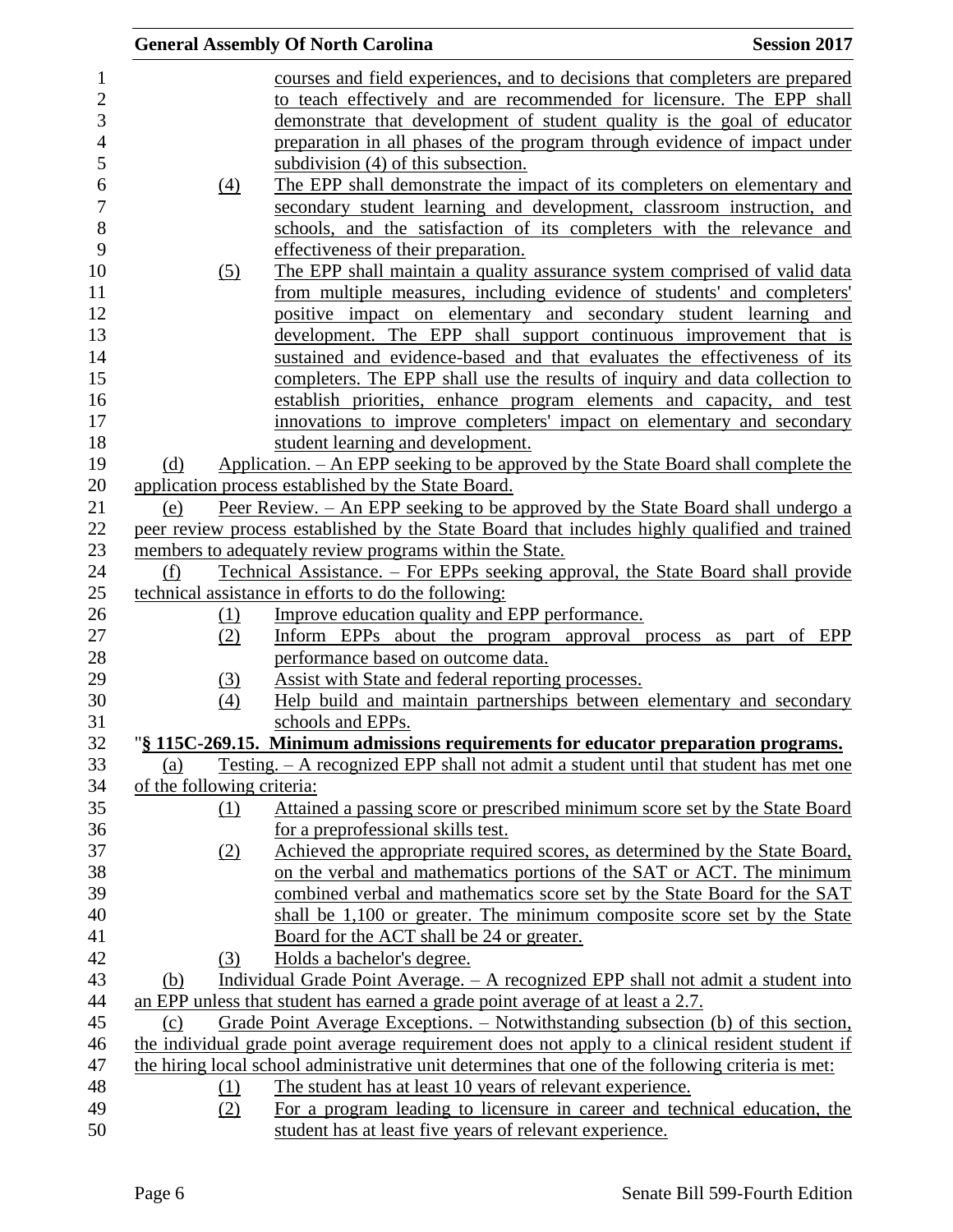courses and field experiences, and to decisions that completers are prepared to teach effectively and are recommended for licensure. The EPP shall demonstrate that development of student quality is the goal of educator preparation in all phases of the program through evidence of impact under subdivision (4) of this subsection.

(4) The EPP shall demonstrate the impact of its completers on elementary and secondary student learning and development, classroom instruction, and schools, and the satisfaction of its completers with the relevance and effectiveness of their preparation.

(5) The EPP shall maintain a quality assurance system comprised of valid data from multiple measures, including evidence of students' and completers' positive impact on elementary and secondary student learning and development. The EPP shall support continuous improvement that is sustained and evidence-based and that evaluates the effectiveness of its completers. The EPP shall use the results of inquiry and data collection to establish priorities, enhance program elements and capacity, and test innovations to improve completers' impact on elementary and secondary student learning and development.

(d) Application. – An EPP seeking to be approved by the State Board shall complete the application process established by the State Board.

(e) Peer Review. – An EPP seeking to be approved by the State Board shall undergo a peer review process established by the State Board that includes highly qualified and trained members to adequately review programs within the State.

(f) Technical Assistance. – For EPPs seeking approval, the State Board shall provide technical assistance in efforts to do the following:

(1) Improve education quality and EPP performance.

(2) Inform EPPs about the program approval process as part of EPP performance based on outcome data.

(3) Assist with State and federal reporting processes.

(4) Help build and maintain partnerships between elementary and secondary schools and EPPs.

"**§ 115C-269.15. Minimum admissions requirements for educator preparation programs.**

(a) Testing. – A recognized EPP shall not admit a student until that student has met one of the following criteria:

(1) Attained a passing score or prescribed minimum score set by the State Board for a preprofessional skills test.

(2) Achieved the appropriate required scores, as determined by the State Board, on the verbal and mathematics portions of the SAT or ACT. The minimum combined verbal and mathematics score set by the State Board for the SAT shall be 1,100 or greater. The minimum composite score set by the State Board for the ACT shall be 24 or greater.

(3) Holds a bachelor's degree.

(b) Individual Grade Point Average. – A recognized EPP shall not admit a student into an EPP unless that student has earned a grade point average of at least a 2.7.

(c) Grade Point Average Exceptions. – Notwithstanding subsection (b) of this section, the individual grade point average requirement does not apply to a clinical resident student if the hiring local school administrative unit determines that one of the following criteria is met:

(1) The student has at least 10 years of relevant experience.

(2) For a program leading to licensure in career and technical education, the student has at least five years of relevant experience.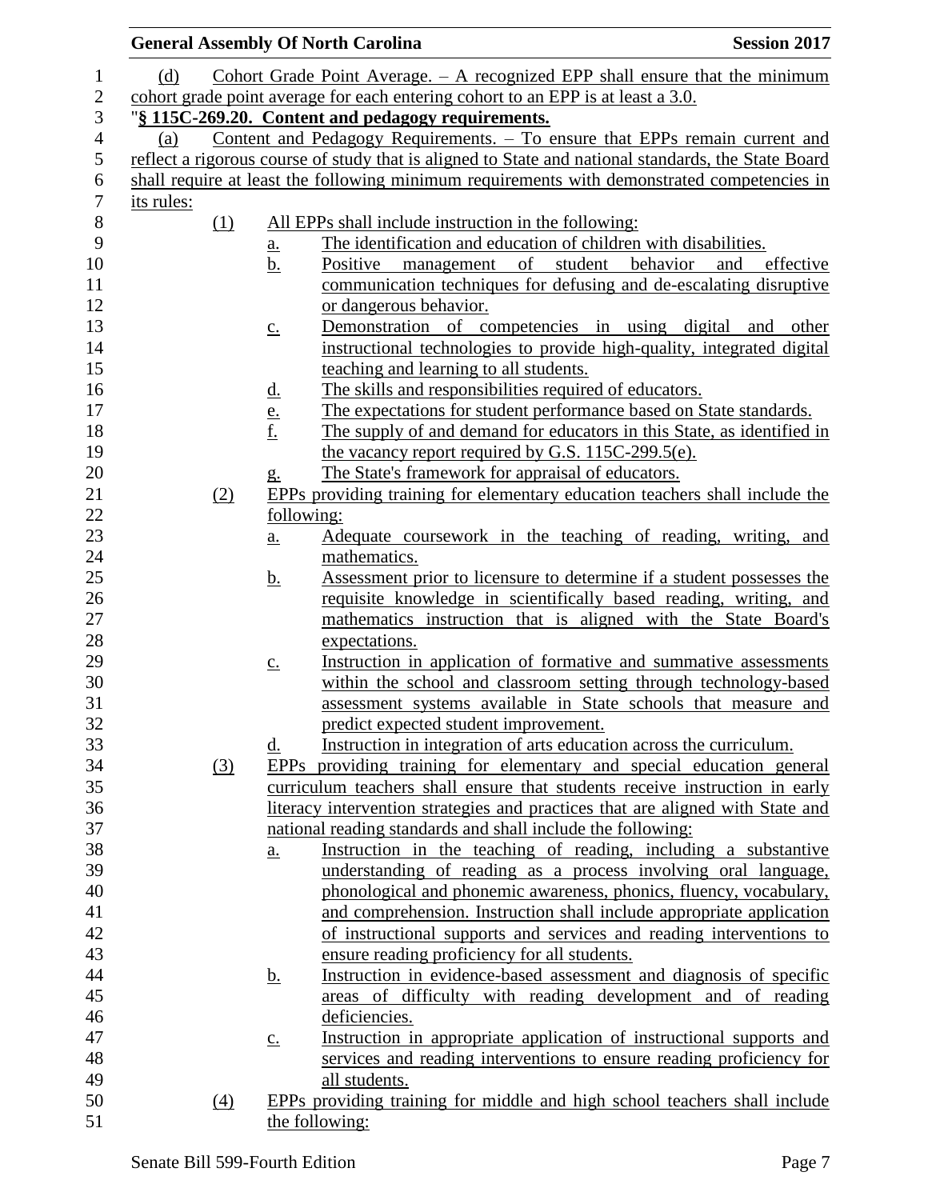(d) Cohort Grade Point Average. – A recognized EPP shall ensure that the minimum cohort grade point average for each entering cohort to an EPP is at least a 3.0.

"**§ 115C-269.20. Content and pedagogy requirements.**

(a) Content and Pedagogy Requirements. – To ensure that EPPs remain current and reflect a rigorous course of study that is aligned to State and national standards, the State Board shall require at least the following minimum requirements with demonstrated competencies in its rules:

(1) All EPPs shall include instruction in the following:

a. The identification and education of children with disabilities.

b. Positive management of student behavior and effective communication techniques for defusing and de-escalating disruptive or dangerous behavior.

c. Demonstration of competencies in using digital and other instructional technologies to provide high-quality, integrated digital teaching and learning to all students.

d. The skills and responsibilities required of educators.

e. The expectations for student performance based on State standards.

f. The supply of and demand for educators in this State, as identified in the vacancy report required by G.S. 115C-299.5(e).

g. The State's framework for appraisal of educators.

(2) EPPs providing training for elementary education teachers shall include the following:

a. Adequate coursework in the teaching of reading, writing, and mathematics.

b. Assessment prior to licensure to determine if a student possesses the requisite knowledge in scientifically based reading, writing, and mathematics instruction that is aligned with the State Board's expectations.

c. Instruction in application of formative and summative assessments within the school and classroom setting through technology-based assessment systems available in State schools that measure and predict expected student improvement.

d. Instruction in integration of arts education across the curriculum.

(3) EPPs providing training for elementary and special education general curriculum teachers shall ensure that students receive instruction in early literacy intervention strategies and practices that are aligned with State and national reading standards and shall include the following:

a. Instruction in the teaching of reading, including a substantive understanding of reading as a process involving oral language, phonological and phonemic awareness, phonics, fluency, vocabulary, and comprehension. Instruction shall include appropriate application of instructional supports and services and reading interventions to ensure reading proficiency for all students.

b. Instruction in evidence-based assessment and diagnosis of specific areas of difficulty with reading development and of reading deficiencies.

c. Instruction in appropriate application of instructional supports and services and reading interventions to ensure reading proficiency for all students.

(4) EPPs providing training for middle and high school teachers shall include the following: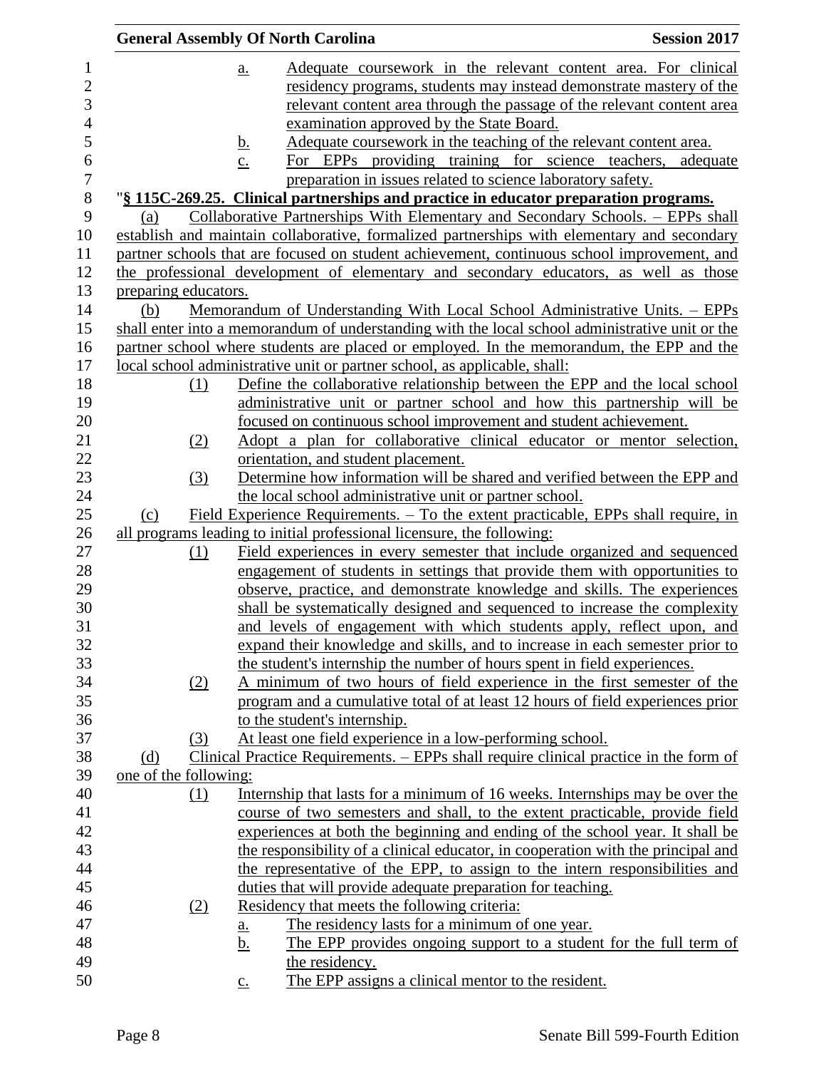a. Adequate coursework in the relevant content area. For clinical residency programs, students may instead demonstrate mastery of the relevant content area through the passage of the relevant content area examination approved by the State Board.

b. Adequate coursework in the teaching of the relevant content area.

c. For EPPs providing training for science teachers, adequate preparation in issues related to science laboratory safety.

"**§ 115C-269.25. Clinical partnerships and practice in educator preparation programs.**

(a) Collaborative Partnerships With Elementary and Secondary Schools. – EPPs shall establish and maintain collaborative, formalized partnerships with elementary and secondary partner schools that are focused on student achievement, continuous school improvement, and the professional development of elementary and secondary educators, as well as those preparing educators.

(b) Memorandum of Understanding With Local School Administrative Units. – EPPs shall enter into a memorandum of understanding with the local school administrative unit or the partner school where students are placed or employed. In the memorandum, the EPP and the local school administrative unit or partner school, as applicable, shall:

(1) Define the collaborative relationship between the EPP and the local school administrative unit or partner school and how this partnership will be focused on continuous school improvement and student achievement.

(2) Adopt a plan for collaborative clinical educator or mentor selection, orientation, and student placement.

(3) Determine how information will be shared and verified between the EPP and the local school administrative unit or partner school.

(c) Field Experience Requirements. – To the extent practicable, EPPs shall require, in all programs leading to initial professional licensure, the following:

(1) Field experiences in every semester that include organized and sequenced engagement of students in settings that provide them with opportunities to observe, practice, and demonstrate knowledge and skills. The experiences shall be systematically designed and sequenced to increase the complexity and levels of engagement with which students apply, reflect upon, and expand their knowledge and skills, and to increase in each semester prior to the student's internship the number of hours spent in field experiences.

(2) A minimum of two hours of field experience in the first semester of the program and a cumulative total of at least 12 hours of field experiences prior to the student's internship.

(3) At least one field experience in a low-performing school.

(d) Clinical Practice Requirements. – EPPs shall require clinical practice in the form of one of the following:

(1) Internship that lasts for a minimum of 16 weeks. Internships may be over the course of two semesters and shall, to the extent practicable, provide field experiences at both the beginning and ending of the school year. It shall be the responsibility of a clinical educator, in cooperation with the principal and the representative of the EPP, to assign to the intern responsibilities and duties that will provide adequate preparation for teaching.

(2) Residency that meets the following criteria:

a. The residency lasts for a minimum of one year.

b. The EPP provides ongoing support to a student for the full term of the residency.

c. The EPP assigns a clinical mentor to the resident.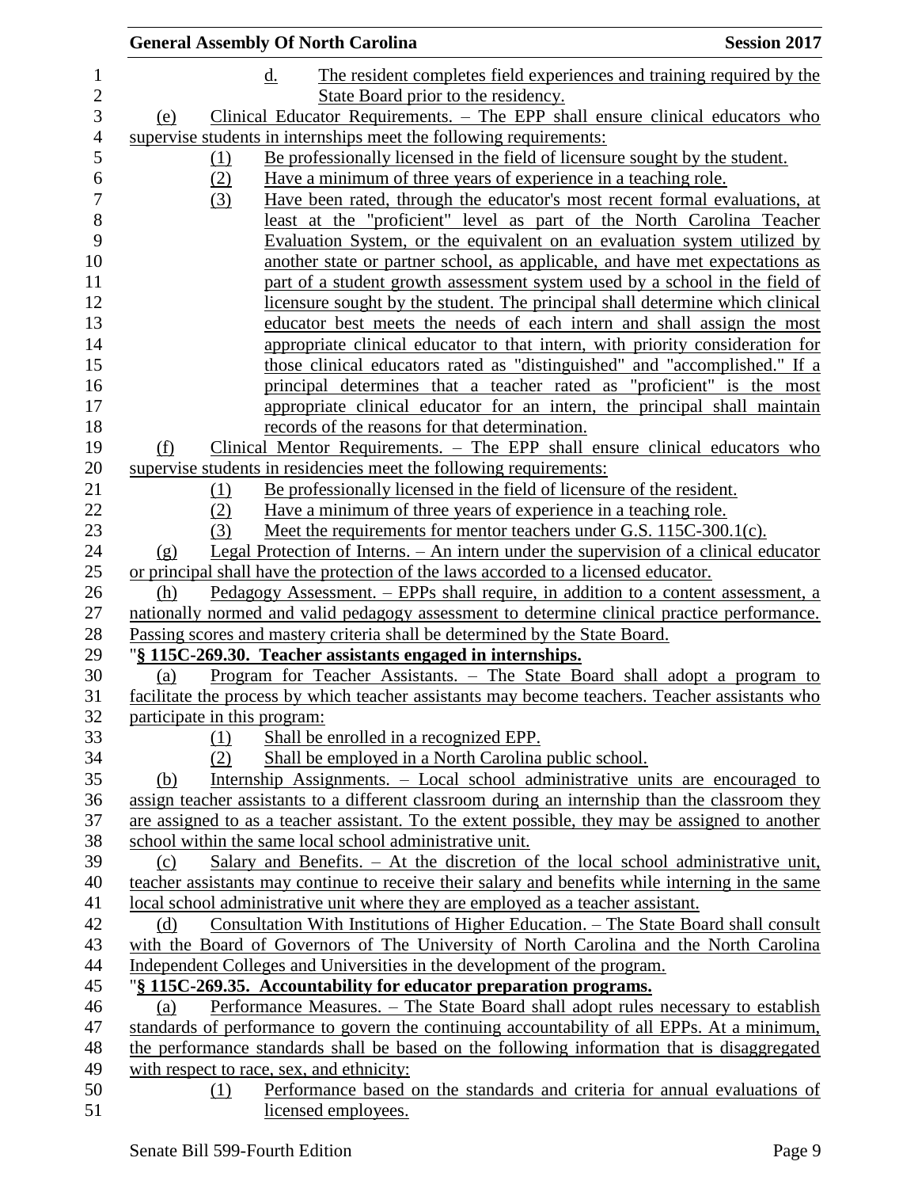d. The resident completes field experiences and training required by the State Board prior to the residency.

(e) Clinical Educator Requirements. – The EPP shall ensure clinical educators who supervise students in internships meet the following requirements:

(1) Be professionally licensed in the field of licensure sought by the student.

(2) Have a minimum of three years of experience in a teaching role.

(3) Have been rated, through the educator's most recent formal evaluations, at least at the "proficient" level as part of the North Carolina Teacher Evaluation System, or the equivalent on an evaluation system utilized by another state or partner school, as applicable, and have met expectations as part of a student growth assessment system used by a school in the field of licensure sought by the student. The principal shall determine which clinical educator best meets the needs of each intern and shall assign the most appropriate clinical educator to that intern, with priority consideration for those clinical educators rated as "distinguished" and "accomplished." If a principal determines that a teacher rated as "proficient" is the most appropriate clinical educator for an intern, the principal shall maintain records of the reasons for that determination.

(f) Clinical Mentor Requirements. – The EPP shall ensure clinical educators who supervise students in residencies meet the following requirements:

(1) Be professionally licensed in the field of licensure of the resident.

(2) Have a minimum of three years of experience in a teaching role.

(3) Meet the requirements for mentor teachers under G.S. 115C-300.1(c).

(g) Legal Protection of Interns. – An intern under the supervision of a clinical educator or principal shall have the protection of the laws accorded to a licensed educator.

(h) Pedagogy Assessment. – EPPs shall require, in addition to a content assessment, a nationally normed and valid pedagogy assessment to determine clinical practice performance. Passing scores and mastery criteria shall be determined by the State Board.

"**§ 115C-269.30. Teacher assistants engaged in internships.**

(a) Program for Teacher Assistants. – The State Board shall adopt a program to facilitate the process by which teacher assistants may become teachers. Teacher assistants who participate in this program:

(1) Shall be enrolled in a recognized EPP.

(2) Shall be employed in a North Carolina public school.

(b) Internship Assignments. – Local school administrative units are encouraged to assign teacher assistants to a different classroom during an internship than the classroom they are assigned to as a teacher assistant. To the extent possible, they may be assigned to another school within the same local school administrative unit.

(c) Salary and Benefits. – At the discretion of the local school administrative unit, teacher assistants may continue to receive their salary and benefits while interning in the same local school administrative unit where they are employed as a teacher assistant.

(d) Consultation With Institutions of Higher Education. – The State Board shall consult with the Board of Governors of The University of North Carolina and the North Carolina Independent Colleges and Universities in the development of the program.

"**§ 115C-269.35. Accountability for educator preparation programs.**

(a) Performance Measures. – The State Board shall adopt rules necessary to establish standards of performance to govern the continuing accountability of all EPPs. At a minimum, the performance standards shall be based on the following information that is disaggregated with respect to race, sex, and ethnicity:

(1) Performance based on the standards and criteria for annual evaluations of licensed employees.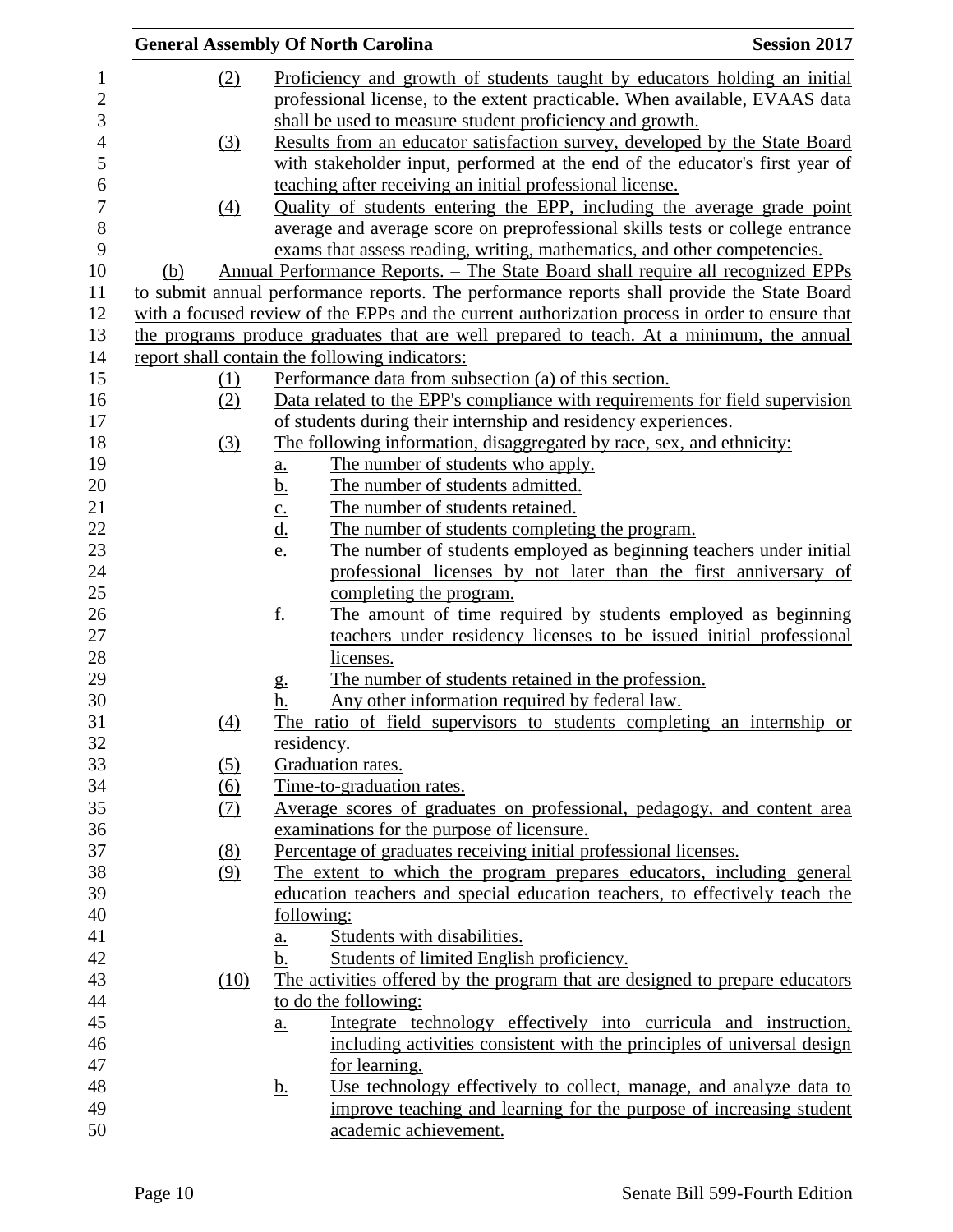(2) Proficiency and growth of students taught by educators holding an initial professional license, to the extent practicable. When available, EVAAS data shall be used to measure student proficiency and growth.

(3) Results from an educator satisfaction survey, developed by the State Board with stakeholder input, performed at the end of the educator's first year of teaching after receiving an initial professional license.

(4) Quality of students entering the EPP, including the average grade point average and average score on preprofessional skills tests or college entrance exams that assess reading, writing, mathematics, and other competencies.

(b) Annual Performance Reports. – The State Board shall require all recognized EPPs to submit annual performance reports. The performance reports shall provide the State Board with a focused review of the EPPs and the current authorization process in order to ensure that the programs produce graduates that are well prepared to teach. At a minimum, the annual report shall contain the following indicators:

(1) Performance data from subsection (a) of this section.

(2) Data related to the EPP's compliance with requirements for field supervision of students during their internship and residency experiences.

(3) The following information, disaggregated by race, sex, and ethnicity:
   a. The number of students who apply.
   b. The number of students admitted.
   c. The number of students retained.
   d. The number of students completing the program.
   e. The number of students employed as beginning teachers under initial professional licenses by not later than the first anniversary of completing the program.
   f. The amount of time required by students employed as beginning teachers under residency licenses to be issued initial professional licenses.
   g. The number of students retained in the profession.
   h. Any other information required by federal law.

(4) The ratio of field supervisors to students completing an internship or residency.

(5) Graduation rates.

(6) Time-to-graduation rates.

(7) Average scores of graduates on professional, pedagogy, and content area examinations for the purpose of licensure.

(8) Percentage of graduates receiving initial professional licenses.

(9) The extent to which the program prepares educators, including general education teachers and special education teachers, to effectively teach the following:
   a. Students with disabilities.
   b. Students of limited English proficiency.

(10) The activities offered by the program that are designed to prepare educators to do the following:
   a. Integrate technology effectively into curricula and instruction, including activities consistent with the principles of universal design for learning.
   b. Use technology effectively to collect, manage, and analyze data to improve teaching and learning for the purpose of increasing student academic achievement.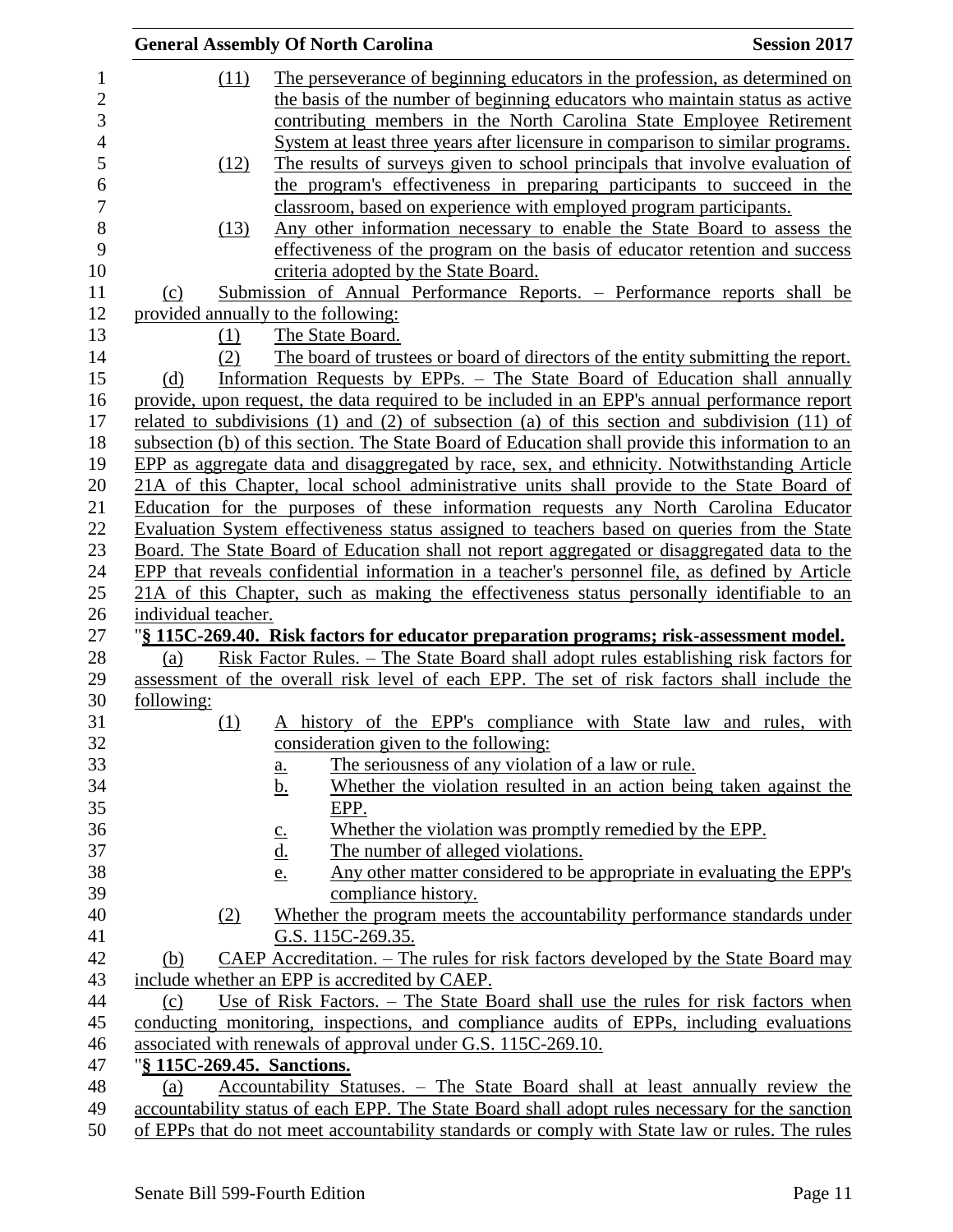(11) The perseverance of beginning educators in the profession, as determined on the basis of the number of beginning educators who maintain status as active contributing members in the North Carolina State Employee Retirement System at least three years after licensure in comparison to similar programs.

(12) The results of surveys given to school principals that involve evaluation of the program's effectiveness in preparing participants to succeed in the classroom, based on experience with employed program participants.

(13) Any other information necessary to enable the State Board to assess the effectiveness of the program on the basis of educator retention and success criteria adopted by the State Board.

(c) Submission of Annual Performance Reports. – Performance reports shall be provided annually to the following:

(1) The State Board.

(2) The board of trustees or board of directors of the entity submitting the report.

(d) Information Requests by EPPs. – The State Board of Education shall annually provide, upon request, the data required to be included in an EPP's annual performance report related to subdivisions (1) and (2) of subsection (a) of this section and subdivision (11) of subsection (b) of this section. The State Board of Education shall provide this information to an EPP as aggregate data and disaggregated by race, sex, and ethnicity. Notwithstanding Article 21A of this Chapter, local school administrative units shall provide to the State Board of Education for the purposes of these information requests any North Carolina Educator Evaluation System effectiveness status assigned to teachers based on queries from the State Board. The State Board of Education shall not report aggregated or disaggregated data to the EPP that reveals confidential information in a teacher's personnel file, as defined by Article 21A of this Chapter, such as making the effectiveness status personally identifiable to an individual teacher.

"**§ 115C-269.40. Risk factors for educator preparation programs; risk-assessment model.**

(a) Risk Factor Rules. – The State Board shall adopt rules establishing risk factors for assessment of the overall risk level of each EPP. The set of risk factors shall include the following:

(1) A history of the EPP's compliance with State law and rules, with consideration given to the following:

a. The seriousness of any violation of a law or rule.

b. Whether the violation resulted in an action being taken against the EPP.

c. Whether the violation was promptly remedied by the EPP.

d. The number of alleged violations.

e. Any other matter considered to be appropriate in evaluating the EPP's compliance history.

(2) Whether the program meets the accountability performance standards under G.S. 115C-269.35.

(b) CAEP Accreditation. – The rules for risk factors developed by the State Board may include whether an EPP is accredited by CAEP.

(c) Use of Risk Factors. – The State Board shall use the rules for risk factors when conducting monitoring, inspections, and compliance audits of EPPs, including evaluations associated with renewals of approval under G.S. 115C-269.10.

"**§ 115C-269.45. Sanctions.**

(a) Accountability Statuses. – The State Board shall at least annually review the accountability status of each EPP. The State Board shall adopt rules necessary for the sanction of EPPs that do not meet accountability standards or comply with State law or rules. The rules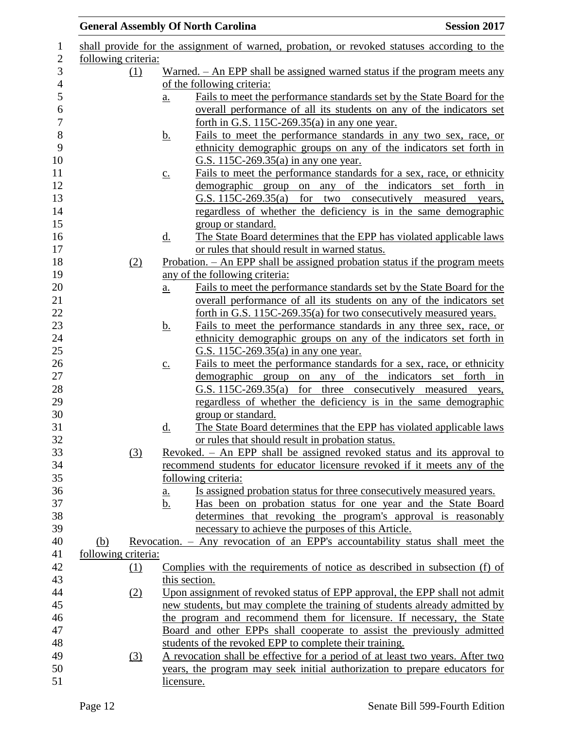shall provide for the assignment of warned, probation, or revoked statuses according to the following criteria:

(1) Warned. – An EPP shall be assigned warned status if the program meets any of the following criteria:

a. Fails to meet the performance standards set by the State Board for the overall performance of all its students on any of the indicators set forth in G.S. 115C-269.35(a) in any one year.

b. Fails to meet the performance standards in any two sex, race, or ethnicity demographic groups on any of the indicators set forth in G.S. 115C-269.35(a) in any one year.

c. Fails to meet the performance standards for a sex, race, or ethnicity demographic group on any of the indicators set forth in G.S. 115C-269.35(a) for two consecutively measured years, regardless of whether the deficiency is in the same demographic group or standard.

d. The State Board determines that the EPP has violated applicable laws or rules that should result in warned status.

(2) Probation. – An EPP shall be assigned probation status if the program meets any of the following criteria:

a. Fails to meet the performance standards set by the State Board for the overall performance of all its students on any of the indicators set forth in G.S. 115C-269.35(a) for two consecutively measured years.

b. Fails to meet the performance standards in any three sex, race, or ethnicity demographic groups on any of the indicators set forth in G.S. 115C-269.35(a) in any one year.

c. Fails to meet the performance standards for a sex, race, or ethnicity demographic group on any of the indicators set forth in G.S. 115C-269.35(a) for three consecutively measured years, regardless of whether the deficiency is in the same demographic group or standard.

d. The State Board determines that the EPP has violated applicable laws or rules that should result in probation status.

(3) Revoked. – An EPP shall be assigned revoked status and its approval to recommend students for educator licensure revoked if it meets any of the following criteria:

a. Is assigned probation status for three consecutively measured years.

b. Has been on probation status for one year and the State Board determines that revoking the program's approval is reasonably necessary to achieve the purposes of this Article.

(b) Revocation. – Any revocation of an EPP's accountability status shall meet the following criteria:

(1) Complies with the requirements of notice as described in subsection (f) of this section.

(2) Upon assignment of revoked status of EPP approval, the EPP shall not admit new students, but may complete the training of students already admitted by the program and recommend them for licensure. If necessary, the State Board and other EPPs shall cooperate to assist the previously admitted students of the revoked EPP to complete their training.

(3) A revocation shall be effective for a period of at least two years. After two years, the program may seek initial authorization to prepare educators for licensure.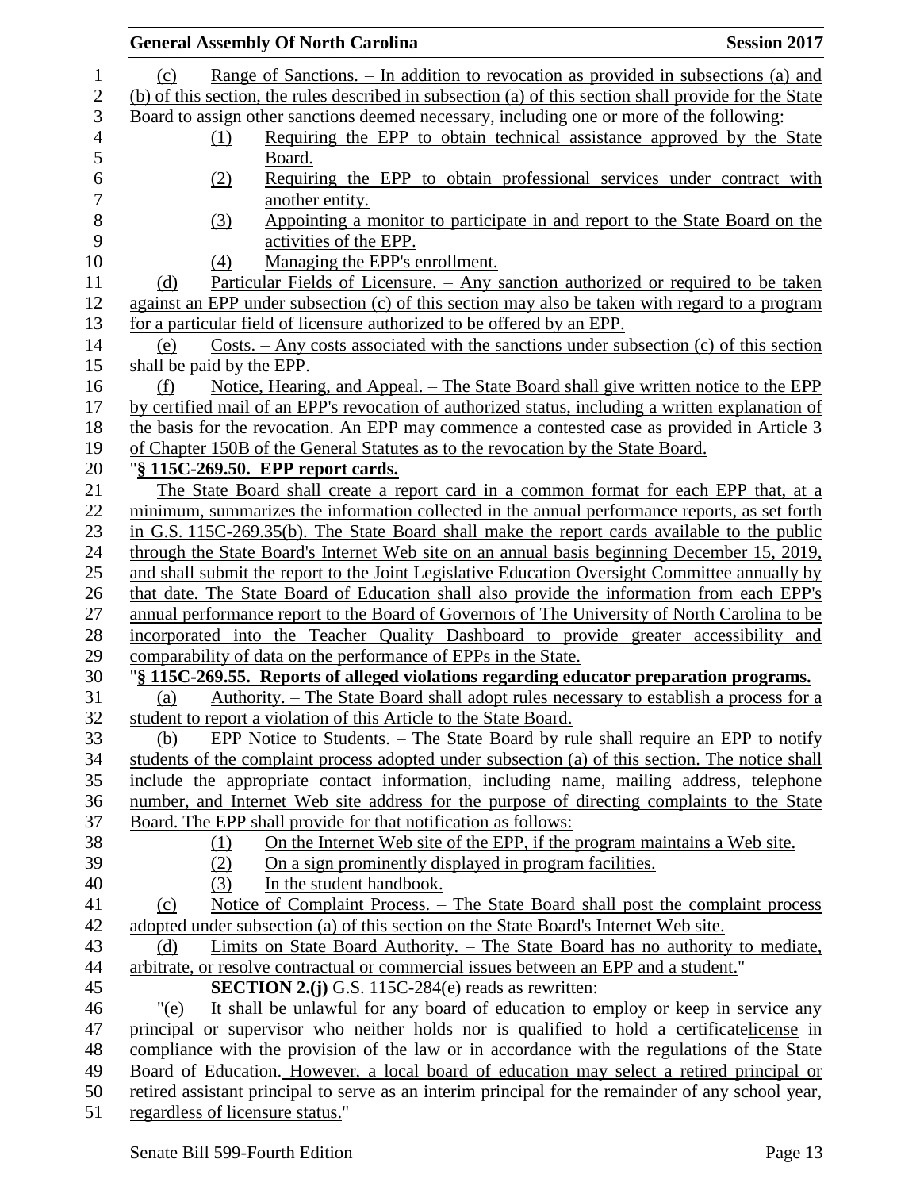(c) Range of Sanctions. – In addition to revocation as provided in subsections (a) and (b) of this section, the rules described in subsection (a) of this section shall provide for the State Board to assign other sanctions deemed necessary, including one or more of the following:

(1) Requiring the EPP to obtain technical assistance approved by the State Board.

(2) Requiring the EPP to obtain professional services under contract with another entity.

(3) Appointing a monitor to participate in and report to the State Board on the activities of the EPP.

(4) Managing the EPP's enrollment.

(d) Particular Fields of Licensure. – Any sanction authorized or required to be taken against an EPP under subsection (c) of this section may also be taken with regard to a program for a particular field of licensure authorized to be offered by an EPP.

(e) Costs. – Any costs associated with the sanctions under subsection (c) of this section shall be paid by the EPP.

(f) Notice, Hearing, and Appeal. – The State Board shall give written notice to the EPP by certified mail of an EPP's revocation of authorized status, including a written explanation of the basis for the revocation. An EPP may commence a contested case as provided in Article 3 of Chapter 150B of the General Statutes as to the revocation by the State Board.

"**§ 115C-269.50. EPP report cards.**

The State Board shall create a report card in a common format for each EPP that, at a minimum, summarizes the information collected in the annual performance reports, as set forth in G.S. 115C-269.35(b). The State Board shall make the report cards available to the public through the State Board's Internet Web site on an annual basis beginning December 15, 2019, and shall submit the report to the Joint Legislative Education Oversight Committee annually by that date. The State Board of Education shall also provide the information from each EPP's annual performance report to the Board of Governors of The University of North Carolina to be incorporated into the Teacher Quality Dashboard to provide greater accessibility and comparability of data on the performance of EPPs in the State.

"**§ 115C-269.55. Reports of alleged violations regarding educator preparation programs.**

(a) Authority. – The State Board shall adopt rules necessary to establish a process for a student to report a violation of this Article to the State Board.

(b) EPP Notice to Students. – The State Board by rule shall require an EPP to notify students of the complaint process adopted under subsection (a) of this section. The notice shall include the appropriate contact information, including name, mailing address, telephone number, and Internet Web site address for the purpose of directing complaints to the State Board. The EPP shall provide for that notification as follows:

(1) On the Internet Web site of the EPP, if the program maintains a Web site.

(2) On a sign prominently displayed in program facilities.

(3) In the student handbook.

(c) Notice of Complaint Process. – The State Board shall post the complaint process adopted under subsection (a) of this section on the State Board's Internet Web site.

(d) Limits on State Board Authority. – The State Board has no authority to mediate, arbitrate, or resolve contractual or commercial issues between an EPP and a student."

**SECTION 2.(j)** G.S. 115C-284(e) reads as rewritten:

"(e) It shall be unlawful for any board of education to employ or keep in service any principal or supervisor who neither holds nor is qualified to hold a ~~certificate~~license in compliance with the provision of the law or in accordance with the regulations of the State Board of Education. However, a local board of education may select a retired principal or retired assistant principal to serve as an interim principal for the remainder of any school year, regardless of licensure status."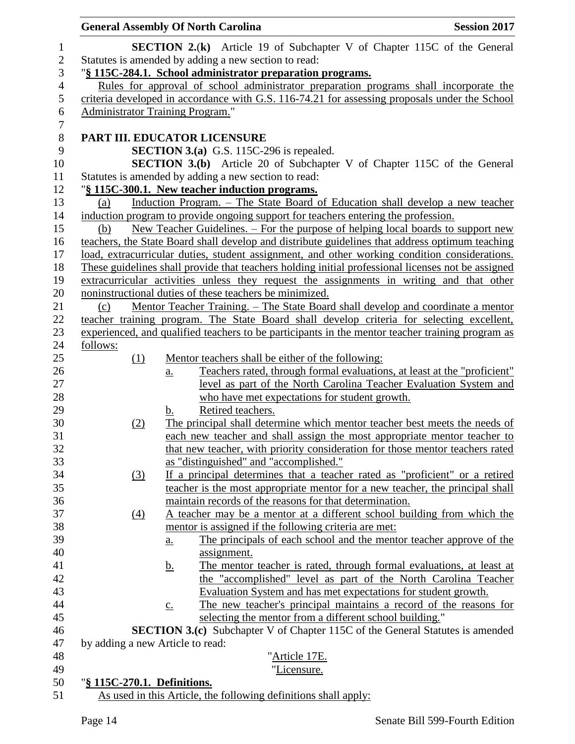**SECTION 2.(k)** Article 19 of Subchapter V of Chapter 115C of the General Statutes is amended by adding a new section to read:

"**§ 115C-284.1. School administrator preparation programs.**

Rules for approval of school administrator preparation programs shall incorporate the criteria developed in accordance with G.S. 116-74.21 for assessing proposals under the School Administrator Training Program."

**PART III. EDUCATOR LICENSURE**

**SECTION 3.(a)** G.S. 115C-296 is repealed.

**SECTION 3.(b)** Article 20 of Subchapter V of Chapter 115C of the General Statutes is amended by adding a new section to read:

"**§ 115C-300.1. New teacher induction programs.**

(a) Induction Program. – The State Board of Education shall develop a new teacher induction program to provide ongoing support for teachers entering the profession.

(b) New Teacher Guidelines. – For the purpose of helping local boards to support new teachers, the State Board shall develop and distribute guidelines that address optimum teaching load, extracurricular duties, student assignment, and other working condition considerations. These guidelines shall provide that teachers holding initial professional licenses not be assigned extracurricular activities unless they request the assignments in writing and that other noninstructional duties of these teachers be minimized.

(c) Mentor Teacher Training. – The State Board shall develop and coordinate a mentor teacher training program. The State Board shall develop criteria for selecting excellent, experienced, and qualified teachers to be participants in the mentor teacher training program as follows:

(1) Mentor teachers shall be either of the following:
  a. Teachers rated, through formal evaluations, at least at the "proficient" level as part of the North Carolina Teacher Evaluation System and who have met expectations for student growth.
  b. Retired teachers.

(2) The principal shall determine which mentor teacher best meets the needs of each new teacher and shall assign the most appropriate mentor teacher to that new teacher, with priority consideration for those mentor teachers rated as "distinguished" and "accomplished."

(3) If a principal determines that a teacher rated as "proficient" or a retired teacher is the most appropriate mentor for a new teacher, the principal shall maintain records of the reasons for that determination.

(4) A teacher may be a mentor at a different school building from which the mentor is assigned if the following criteria are met:
  a. The principals of each school and the mentor teacher approve of the assignment.
  b. The mentor teacher is rated, through formal evaluations, at least at the "accomplished" level as part of the North Carolina Teacher Evaluation System and has met expectations for student growth.
  c. The new teacher's principal maintains a record of the reasons for selecting the mentor from a different school building."

**SECTION 3.(c)** Subchapter V of Chapter 115C of the General Statutes is amended by adding a new Article to read:

"Article 17E.

"Licensure.

"**§ 115C-270.1. Definitions.**

As used in this Article, the following definitions shall apply: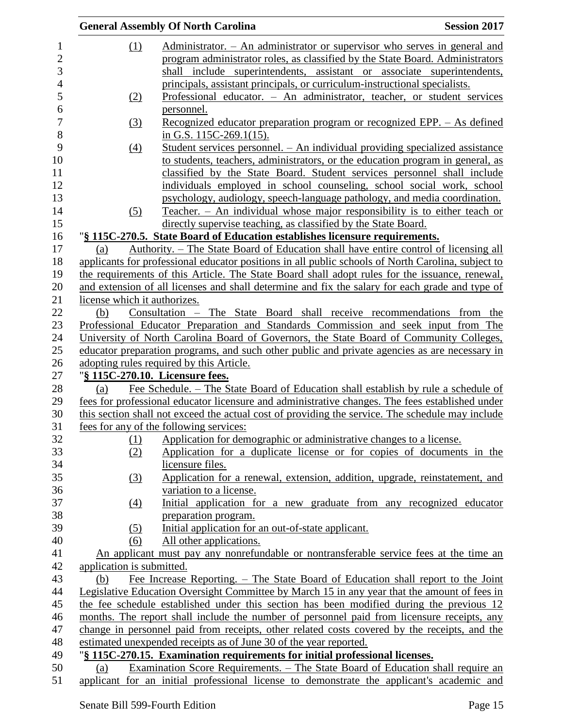(1) Administrator. – An administrator or supervisor who serves in general and program administrator roles, as classified by the State Board. Administrators shall include superintendents, assistant or associate superintendents, principals, assistant principals, or curriculum-instructional specialists.

(2) Professional educator. – An administrator, teacher, or student services personnel.

(3) Recognized educator preparation program or recognized EPP. – As defined in G.S. 115C-269.1(15).

(4) Student services personnel. – An individual providing specialized assistance to students, teachers, administrators, or the education program in general, as classified by the State Board. Student services personnel shall include individuals employed in school counseling, school social work, school psychology, audiology, speech-language pathology, and media coordination.

(5) Teacher. – An individual whose major responsibility is to either teach or directly supervise teaching, as classified by the State Board.

"**§ 115C-270.5. State Board of Education establishes licensure requirements.**

(a) Authority. – The State Board of Education shall have entire control of licensing all applicants for professional educator positions in all public schools of North Carolina, subject to the requirements of this Article. The State Board shall adopt rules for the issuance, renewal, and extension of all licenses and shall determine and fix the salary for each grade and type of license which it authorizes.

(b) Consultation – The State Board shall receive recommendations from the Professional Educator Preparation and Standards Commission and seek input from The University of North Carolina Board of Governors, the State Board of Community Colleges, educator preparation programs, and such other public and private agencies as are necessary in adopting rules required by this Article.

"**§ 115C-270.10. Licensure fees.**

(a) Fee Schedule. – The State Board of Education shall establish by rule a schedule of fees for professional educator licensure and administrative changes. The fees established under this section shall not exceed the actual cost of providing the service. The schedule may include fees for any of the following services:

(1) Application for demographic or administrative changes to a license.

(2) Application for a duplicate license or for copies of documents in the licensure files.

(3) Application for a renewal, extension, addition, upgrade, reinstatement, and variation to a license.

(4) Initial application for a new graduate from any recognized educator preparation program.

(5) Initial application for an out-of-state applicant.

(6) All other applications.

An applicant must pay any nonrefundable or nontransferable service fees at the time an application is submitted.

(b) Fee Increase Reporting. – The State Board of Education shall report to the Joint Legislative Education Oversight Committee by March 15 in any year that the amount of fees in the fee schedule established under this section has been modified during the previous 12 months. The report shall include the number of personnel paid from licensure receipts, any change in personnel paid from receipts, other related costs covered by the receipts, and the estimated unexpended receipts as of June 30 of the year reported.

"**§ 115C-270.15. Examination requirements for initial professional licenses.**

(a) Examination Score Requirements. – The State Board of Education shall require an applicant for an initial professional license to demonstrate the applicant's academic and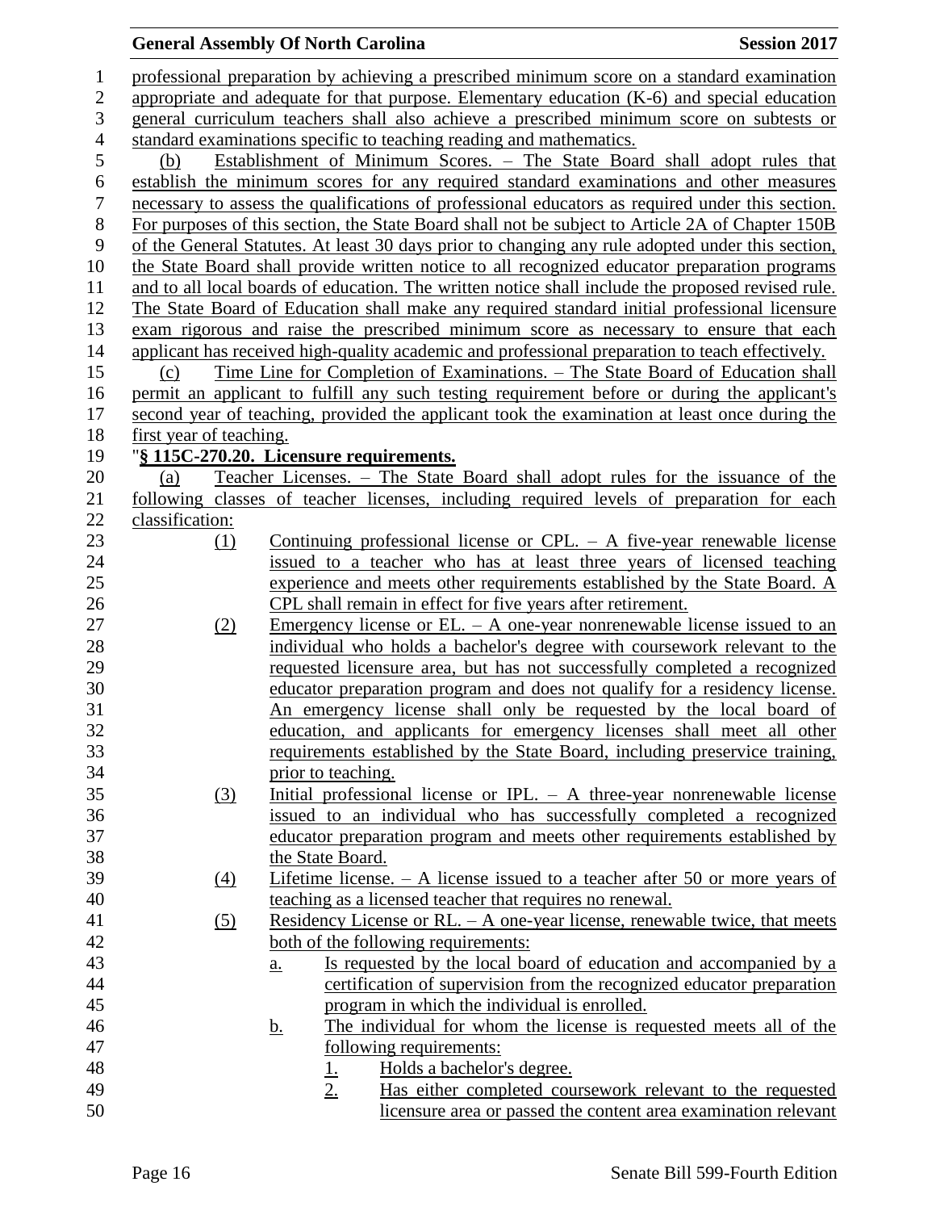professional preparation by achieving a prescribed minimum score on a standard examination appropriate and adequate for that purpose. Elementary education (K-6) and special education general curriculum teachers shall also achieve a prescribed minimum score on subtests or standard examinations specific to teaching reading and mathematics.

(b) Establishment of Minimum Scores. – The State Board shall adopt rules that establish the minimum scores for any required standard examinations and other measures necessary to assess the qualifications of professional educators as required under this section. For purposes of this section, the State Board shall not be subject to Article 2A of Chapter 150B of the General Statutes. At least 30 days prior to changing any rule adopted under this section, the State Board shall provide written notice to all recognized educator preparation programs and to all local boards of education. The written notice shall include the proposed revised rule. The State Board of Education shall make any required standard initial professional licensure exam rigorous and raise the prescribed minimum score as necessary to ensure that each applicant has received high-quality academic and professional preparation to teach effectively.

(c) Time Line for Completion of Examinations. – The State Board of Education shall permit an applicant to fulfill any such testing requirement before or during the applicant's second year of teaching, provided the applicant took the examination at least once during the first year of teaching.

"**§ 115C-270.20. Licensure requirements.**

(a) Teacher Licenses. – The State Board shall adopt rules for the issuance of the following classes of teacher licenses, including required levels of preparation for each classification:

(1) Continuing professional license or CPL. – A five-year renewable license issued to a teacher who has at least three years of licensed teaching experience and meets other requirements established by the State Board. A CPL shall remain in effect for five years after retirement.

(2) Emergency license or EL. – A one-year nonrenewable license issued to an individual who holds a bachelor's degree with coursework relevant to the requested licensure area, but has not successfully completed a recognized educator preparation program and does not qualify for a residency license. An emergency license shall only be requested by the local board of education, and applicants for emergency licenses shall meet all other requirements established by the State Board, including preservice training, prior to teaching.

(3) Initial professional license or IPL. – A three-year nonrenewable license issued to an individual who has successfully completed a recognized educator preparation program and meets other requirements established by the State Board.

(4) Lifetime license. – A license issued to a teacher after 50 or more years of teaching as a licensed teacher that requires no renewal.

(5) Residency License or RL. – A one-year license, renewable twice, that meets both of the following requirements:

a. Is requested by the local board of education and accompanied by a certification of supervision from the recognized educator preparation program in which the individual is enrolled.

b. The individual for whom the license is requested meets all of the following requirements:

1. Holds a bachelor's degree.

2. Has either completed coursework relevant to the requested licensure area or passed the content area examination relevant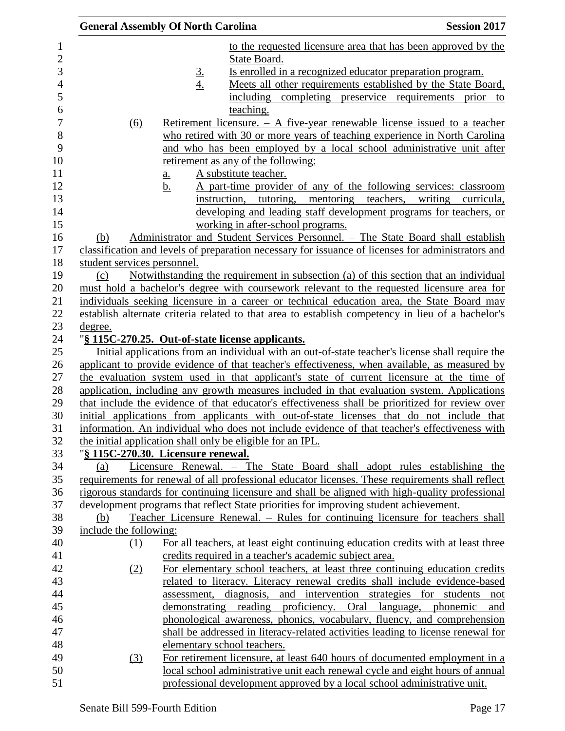to the requested licensure area that has been approved by the State Board.

3. Is enrolled in a recognized educator preparation program.
4. Meets all other requirements established by the State Board, including completing preservice requirements prior to teaching.

(6) Retirement licensure. – A five-year renewable license issued to a teacher who retired with 30 or more years of teaching experience in North Carolina and who has been employed by a local school administrative unit after retirement as any of the following:

a. A substitute teacher.
b. A part-time provider of any of the following services: classroom instruction, tutoring, mentoring teachers, writing curricula, developing and leading staff development programs for teachers, or working in after-school programs.

(b) Administrator and Student Services Personnel. – The State Board shall establish classification and levels of preparation necessary for issuance of licenses for administrators and student services personnel.

(c) Notwithstanding the requirement in subsection (a) of this section that an individual must hold a bachelor's degree with coursework relevant to the requested licensure area for individuals seeking licensure in a career or technical education area, the State Board may establish alternate criteria related to that area to establish competency in lieu of a bachelor's degree.

"**§ 115C-270.25. Out-of-state license applicants.**

Initial applications from an individual with an out-of-state teacher's license shall require the applicant to provide evidence of that teacher's effectiveness, when available, as measured by the evaluation system used in that applicant's state of current licensure at the time of application, including any growth measures included in that evaluation system. Applications that include the evidence of that educator's effectiveness shall be prioritized for review over initial applications from applicants with out-of-state licenses that do not include that information. An individual who does not include evidence of that teacher's effectiveness with the initial application shall only be eligible for an IPL.

"**§ 115C-270.30. Licensure renewal.**

(a) Licensure Renewal. – The State Board shall adopt rules establishing the requirements for renewal of all professional educator licenses. These requirements shall reflect rigorous standards for continuing licensure and shall be aligned with high-quality professional development programs that reflect State priorities for improving student achievement.

(b) Teacher Licensure Renewal. – Rules for continuing licensure for teachers shall include the following:

(1) For all teachers, at least eight continuing education credits with at least three credits required in a teacher's academic subject area.

(2) For elementary school teachers, at least three continuing education credits related to literacy. Literacy renewal credits shall include evidence-based assessment, diagnosis, and intervention strategies for students not demonstrating reading proficiency. Oral language, phonemic and phonological awareness, phonics, vocabulary, fluency, and comprehension shall be addressed in literacy-related activities leading to license renewal for elementary school teachers.

(3) For retirement licensure, at least 640 hours of documented employment in a local school administrative unit each renewal cycle and eight hours of annual professional development approved by a local school administrative unit.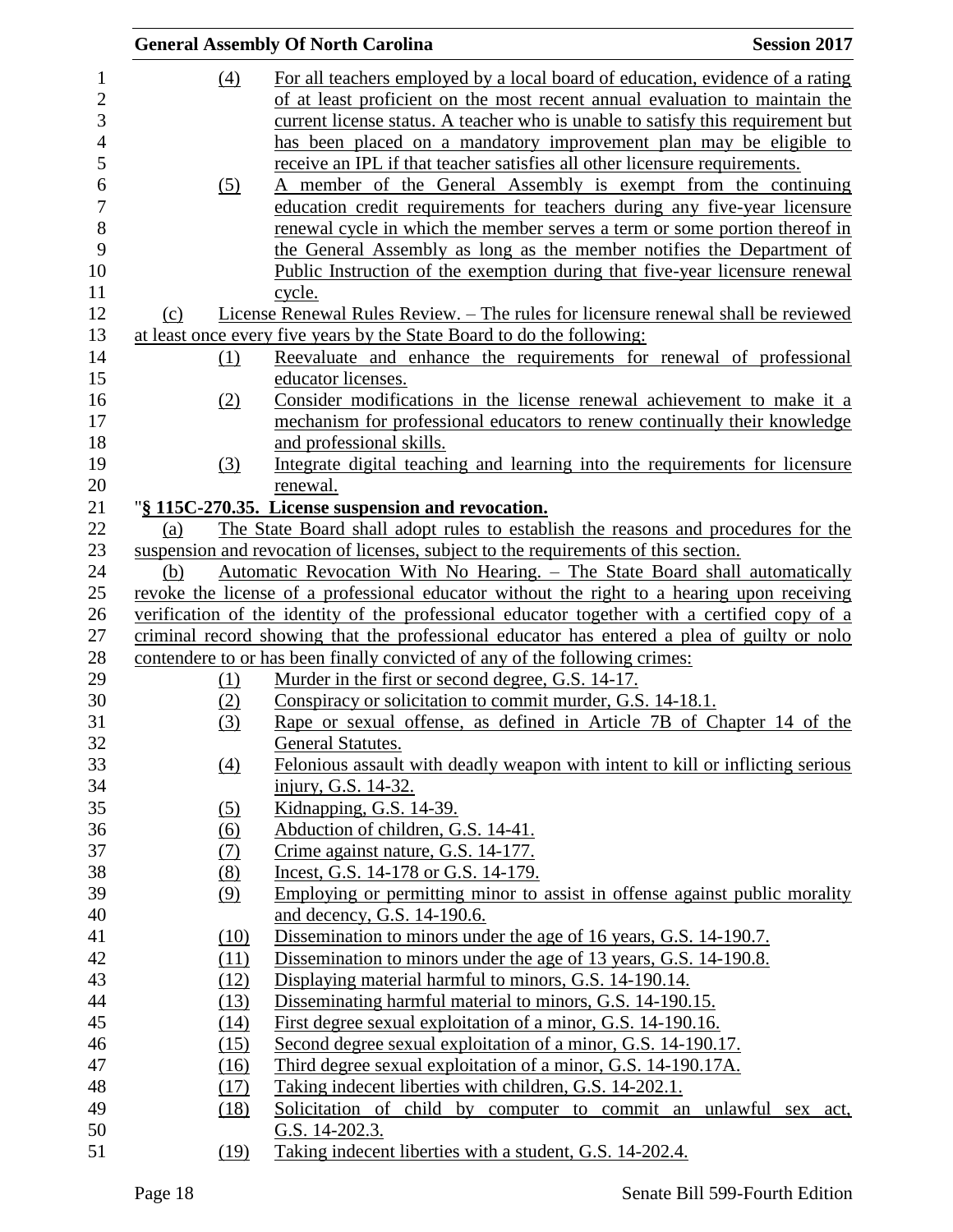(4) For all teachers employed by a local board of education, evidence of a rating of at least proficient on the most recent annual evaluation to maintain the current license status. A teacher who is unable to satisfy this requirement but has been placed on a mandatory improvement plan may be eligible to receive an IPL if that teacher satisfies all other licensure requirements.

(5) A member of the General Assembly is exempt from the continuing education credit requirements for teachers during any five-year licensure renewal cycle in which the member serves a term or some portion thereof in the General Assembly as long as the member notifies the Department of Public Instruction of the exemption during that five-year licensure renewal cycle.

(c) License Renewal Rules Review. – The rules for licensure renewal shall be reviewed at least once every five years by the State Board to do the following:

(1) Reevaluate and enhance the requirements for renewal of professional educator licenses.

(2) Consider modifications in the license renewal achievement to make it a mechanism for professional educators to renew continually their knowledge and professional skills.

(3) Integrate digital teaching and learning into the requirements for licensure renewal.

"**§ 115C-270.35. License suspension and revocation.**

(a) The State Board shall adopt rules to establish the reasons and procedures for the suspension and revocation of licenses, subject to the requirements of this section.

(b) Automatic Revocation With No Hearing. – The State Board shall automatically revoke the license of a professional educator without the right to a hearing upon receiving verification of the identity of the professional educator together with a certified copy of a criminal record showing that the professional educator has entered a plea of guilty or nolo contendere to or has been finally convicted of any of the following crimes:

(1) Murder in the first or second degree, G.S. 14-17.

(2) Conspiracy or solicitation to commit murder, G.S. 14-18.1.

(3) Rape or sexual offense, as defined in Article 7B of Chapter 14 of the General Statutes.

(4) Felonious assault with deadly weapon with intent to kill or inflicting serious injury, G.S. 14-32.

(5) Kidnapping, G.S. 14-39.

(6) Abduction of children, G.S. 14-41.

(7) Crime against nature, G.S. 14-177.

(8) Incest, G.S. 14-178 or G.S. 14-179.

(9) Employing or permitting minor to assist in offense against public morality and decency, G.S. 14-190.6.

(10) Dissemination to minors under the age of 16 years, G.S. 14-190.7.

(11) Dissemination to minors under the age of 13 years, G.S. 14-190.8.

(12) Displaying material harmful to minors, G.S. 14-190.14.

(13) Disseminating harmful material to minors, G.S. 14-190.15.

(14) First degree sexual exploitation of a minor, G.S. 14-190.16.

(15) Second degree sexual exploitation of a minor, G.S. 14-190.17.

(16) Third degree sexual exploitation of a minor, G.S. 14-190.17A.

(17) Taking indecent liberties with children, G.S. 14-202.1.

(18) Solicitation of child by computer to commit an unlawful sex act, G.S. 14-202.3.

(19) Taking indecent liberties with a student, G.S. 14-202.4.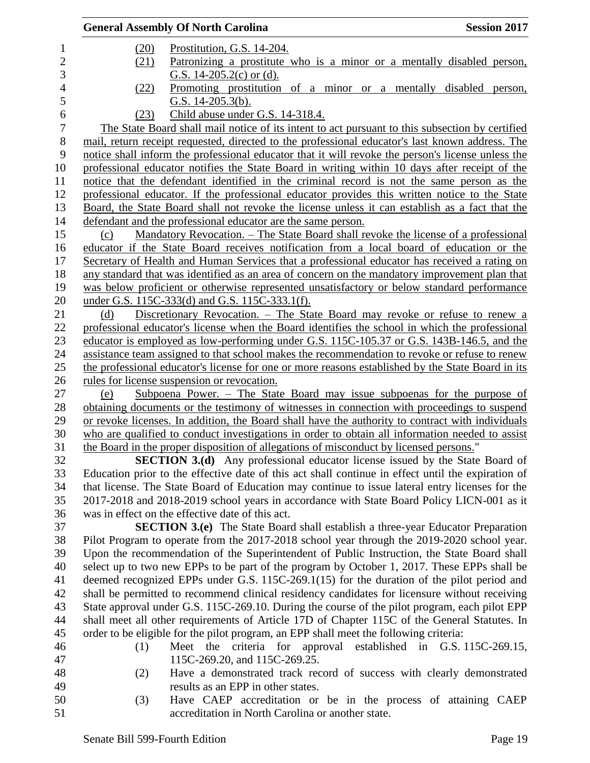(20) Prostitution, G.S. 14-204.

(21) Patronizing a prostitute who is a minor or a mentally disabled person, G.S. 14-205.2(c) or (d).

(22) Promoting prostitution of a minor or a mentally disabled person, G.S. 14-205.3(b).

(23) Child abuse under G.S. 14-318.4.

The State Board shall mail notice of its intent to act pursuant to this subsection by certified mail, return receipt requested, directed to the professional educator's last known address. The notice shall inform the professional educator that it will revoke the person's license unless the professional educator notifies the State Board in writing within 10 days after receipt of the notice that the defendant identified in the criminal record is not the same person as the professional educator. If the professional educator provides this written notice to the State Board, the State Board shall not revoke the license unless it can establish as a fact that the defendant and the professional educator are the same person.

(c) Mandatory Revocation. – The State Board shall revoke the license of a professional educator if the State Board receives notification from a local board of education or the Secretary of Health and Human Services that a professional educator has received a rating on any standard that was identified as an area of concern on the mandatory improvement plan that was below proficient or otherwise represented unsatisfactory or below standard performance under G.S. 115C-333(d) and G.S. 115C-333.1(f).

(d) Discretionary Revocation. – The State Board may revoke or refuse to renew a professional educator's license when the Board identifies the school in which the professional educator is employed as low-performing under G.S. 115C-105.37 or G.S. 143B-146.5, and the assistance team assigned to that school makes the recommendation to revoke or refuse to renew the professional educator's license for one or more reasons established by the State Board in its rules for license suspension or revocation.

(e) Subpoena Power. – The State Board may issue subpoenas for the purpose of obtaining documents or the testimony of witnesses in connection with proceedings to suspend or revoke licenses. In addition, the Board shall have the authority to contract with individuals who are qualified to conduct investigations in order to obtain all information needed to assist the Board in the proper disposition of allegations of misconduct by licensed persons."

**SECTION 3.(d)** Any professional educator license issued by the State Board of Education prior to the effective date of this act shall continue in effect until the expiration of that license. The State Board of Education may continue to issue lateral entry licenses for the 2017-2018 and 2018-2019 school years in accordance with State Board Policy LICN-001 as it was in effect on the effective date of this act.

**SECTION 3.(e)** The State Board shall establish a three-year Educator Preparation Pilot Program to operate from the 2017-2018 school year through the 2019-2020 school year. Upon the recommendation of the Superintendent of Public Instruction, the State Board shall select up to two new EPPs to be part of the program by October 1, 2017. These EPPs shall be deemed recognized EPPs under G.S. 115C-269.1(15) for the duration of the pilot period and shall be permitted to recommend clinical residency candidates for licensure without receiving State approval under G.S. 115C-269.10. During the course of the pilot program, each pilot EPP shall meet all other requirements of Article 17D of Chapter 115C of the General Statutes. In order to be eligible for the pilot program, an EPP shall meet the following criteria:

(1) Meet the criteria for approval established in G.S. 115C-269.15, 115C-269.20, and 115C-269.25.

(2) Have a demonstrated track record of success with clearly demonstrated results as an EPP in other states.

(3) Have CAEP accreditation or be in the process of attaining CAEP accreditation in North Carolina or another state.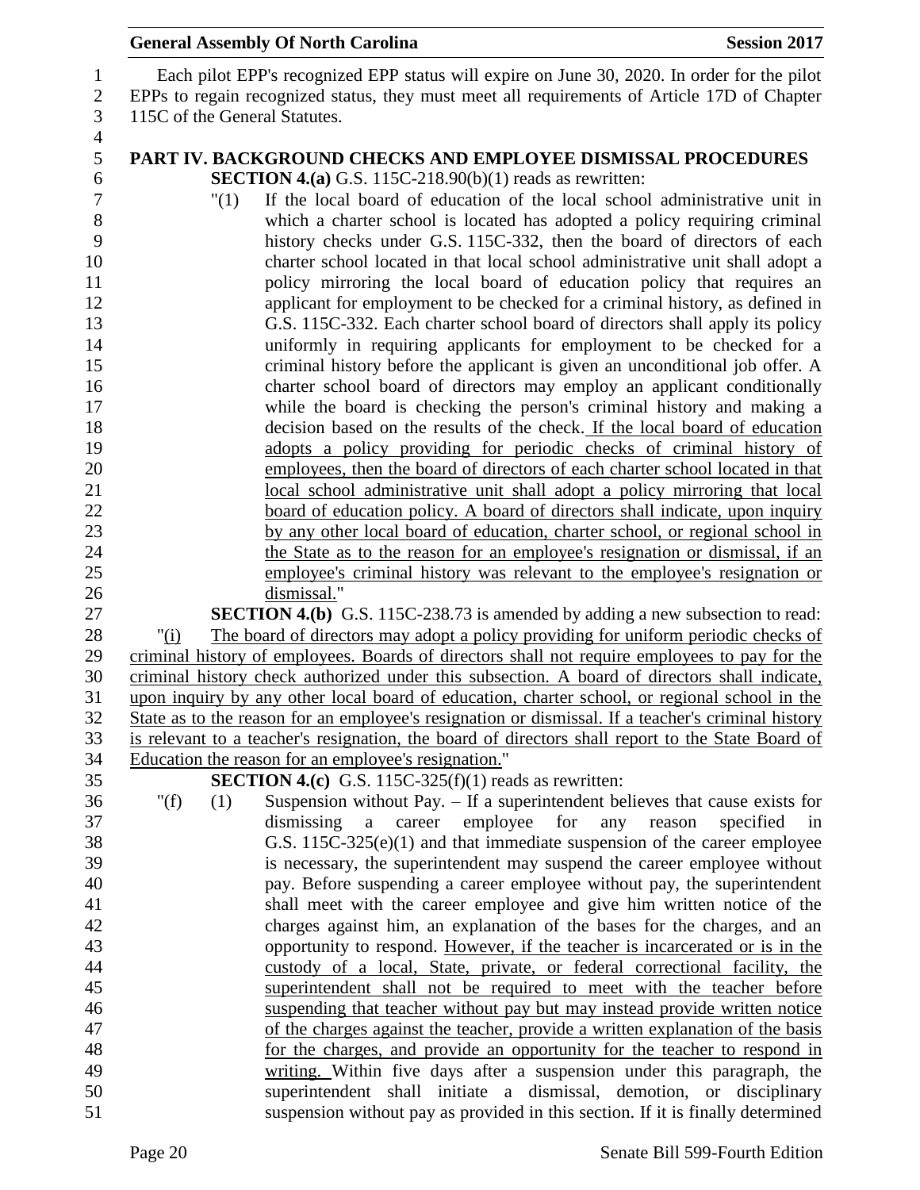Each pilot EPP's recognized EPP status will expire on June 30, 2020. In order for the pilot EPPs to regain recognized status, they must meet all requirements of Article 17D of Chapter 115C of the General Statutes.

## PART IV. BACKGROUND CHECKS AND EMPLOYEE DISMISSAL PROCEDURES

**SECTION 4.(a)** G.S. 115C-218.90(b)(1) reads as rewritten:

"(1) If the local board of education of the local school administrative unit in which a charter school is located has adopted a policy requiring criminal history checks under G.S. 115C-332, then the board of directors of each charter school located in that local school administrative unit shall adopt a policy mirroring the local board of education policy that requires an applicant for employment to be checked for a criminal history, as defined in G.S. 115C-332. Each charter school board of directors shall apply its policy uniformly in requiring applicants for employment to be checked for a criminal history before the applicant is given an unconditional job offer. A charter school board of directors may employ an applicant conditionally while the board is checking the person's criminal history and making a decision based on the results of the check. If the local board of education adopts a policy providing for periodic checks of criminal history of employees, then the board of directors of each charter school located in that local school administrative unit shall adopt a policy mirroring that local board of education policy. A board of directors shall indicate, upon inquiry by any other local board of education, charter school, or regional school in the State as to the reason for an employee's resignation or dismissal, if an employee's criminal history was relevant to the employee's resignation or dismissal."

**SECTION 4.(b)** G.S. 115C-238.73 is amended by adding a new subsection to read:

"(i) The board of directors may adopt a policy providing for uniform periodic checks of criminal history of employees. Boards of directors shall not require employees to pay for the criminal history check authorized under this subsection. A board of directors shall indicate, upon inquiry by any other local board of education, charter school, or regional school in the State as to the reason for an employee's resignation or dismissal. If a teacher's criminal history is relevant to a teacher's resignation, the board of directors shall report to the State Board of Education the reason for an employee's resignation."

**SECTION 4.(c)** G.S. 115C-325(f)(1) reads as rewritten:

"(f) (1) Suspension without Pay. – If a superintendent believes that cause exists for dismissing a career employee for any reason specified in G.S. 115C-325(e)(1) and that immediate suspension of the career employee is necessary, the superintendent may suspend the career employee without pay. Before suspending a career employee without pay, the superintendent shall meet with the career employee and give him written notice of the charges against him, an explanation of the bases for the charges, and an opportunity to respond. However, if the teacher is incarcerated or is in the custody of a local, State, private, or federal correctional facility, the superintendent shall not be required to meet with the teacher before suspending that teacher without pay but may instead provide written notice of the charges against the teacher, provide a written explanation of the basis for the charges, and provide an opportunity for the teacher to respond in writing. Within five days after a suspension under this paragraph, the superintendent shall initiate a dismissal, demotion, or disciplinary suspension without pay as provided in this section. If it is finally determined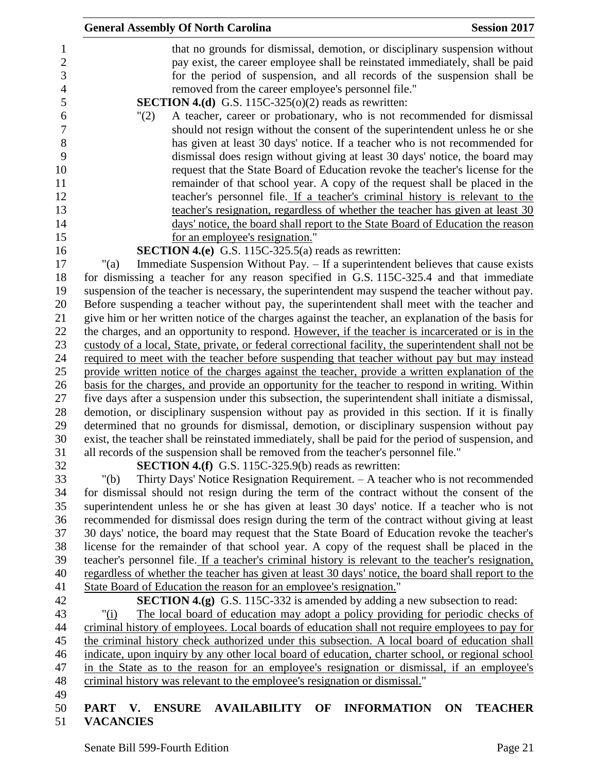that no grounds for dismissal, demotion, or disciplinary suspension without pay exist, the career employee shall be reinstated immediately, shall be paid for the period of suspension, and all records of the suspension shall be removed from the career employee's personnel file."

**SECTION 4.(d)** G.S. 115C-325(o)(2) reads as rewritten:

"(2) A teacher, career or probationary, who is not recommended for dismissal should not resign without the consent of the superintendent unless he or she has given at least 30 days' notice. If a teacher who is not recommended for dismissal does resign without giving at least 30 days' notice, the board may request that the State Board of Education revoke the teacher's license for the remainder of that school year. A copy of the request shall be placed in the teacher's personnel file. If a teacher's criminal history is relevant to the teacher's resignation, regardless of whether the teacher has given at least 30 days' notice, the board shall report to the State Board of Education the reason for an employee's resignation."

**SECTION 4.(e)** G.S. 115C-325.5(a) reads as rewritten:

"(a) Immediate Suspension Without Pay. – If a superintendent believes that cause exists for dismissing a teacher for any reason specified in G.S. 115C-325.4 and that immediate suspension of the teacher is necessary, the superintendent may suspend the teacher without pay. Before suspending a teacher without pay, the superintendent shall meet with the teacher and give him or her written notice of the charges against the teacher, an explanation of the basis for the charges, and an opportunity to respond. However, if the teacher is incarcerated or is in the custody of a local, State, private, or federal correctional facility, the superintendent shall not be required to meet with the teacher before suspending that teacher without pay but may instead provide written notice of the charges against the teacher, provide a written explanation of the basis for the charges, and provide an opportunity for the teacher to respond in writing. Within five days after a suspension under this subsection, the superintendent shall initiate a dismissal, demotion, or disciplinary suspension without pay as provided in this section. If it is finally determined that no grounds for dismissal, demotion, or disciplinary suspension without pay exist, the teacher shall be reinstated immediately, shall be paid for the period of suspension, and all records of the suspension shall be removed from the teacher's personnel file."

**SECTION 4.(f)** G.S. 115C-325.9(b) reads as rewritten:

"(b) Thirty Days' Notice Resignation Requirement. – A teacher who is not recommended for dismissal should not resign during the term of the contract without the consent of the superintendent unless he or she has given at least 30 days' notice. If a teacher who is not recommended for dismissal does resign during the term of the contract without giving at least 30 days' notice, the board may request that the State Board of Education revoke the teacher's license for the remainder of that school year. A copy of the request shall be placed in the teacher's personnel file. If a teacher's criminal history is relevant to the teacher's resignation, regardless of whether the teacher has given at least 30 days' notice, the board shall report to the State Board of Education the reason for an employee's resignation."

**SECTION 4.(g)** G.S. 115C-332 is amended by adding a new subsection to read:

"(i) The local board of education may adopt a policy providing for periodic checks of criminal history of employees. Local boards of education shall not require employees to pay for the criminal history check authorized under this subsection. A local board of education shall indicate, upon inquiry by any other local board of education, charter school, or regional school in the State as to the reason for an employee's resignation or dismissal, if an employee's criminal history was relevant to the employee's resignation or dismissal."

## PART V. ENSURE AVAILABILITY OF INFORMATION ON TEACHER VACANCIES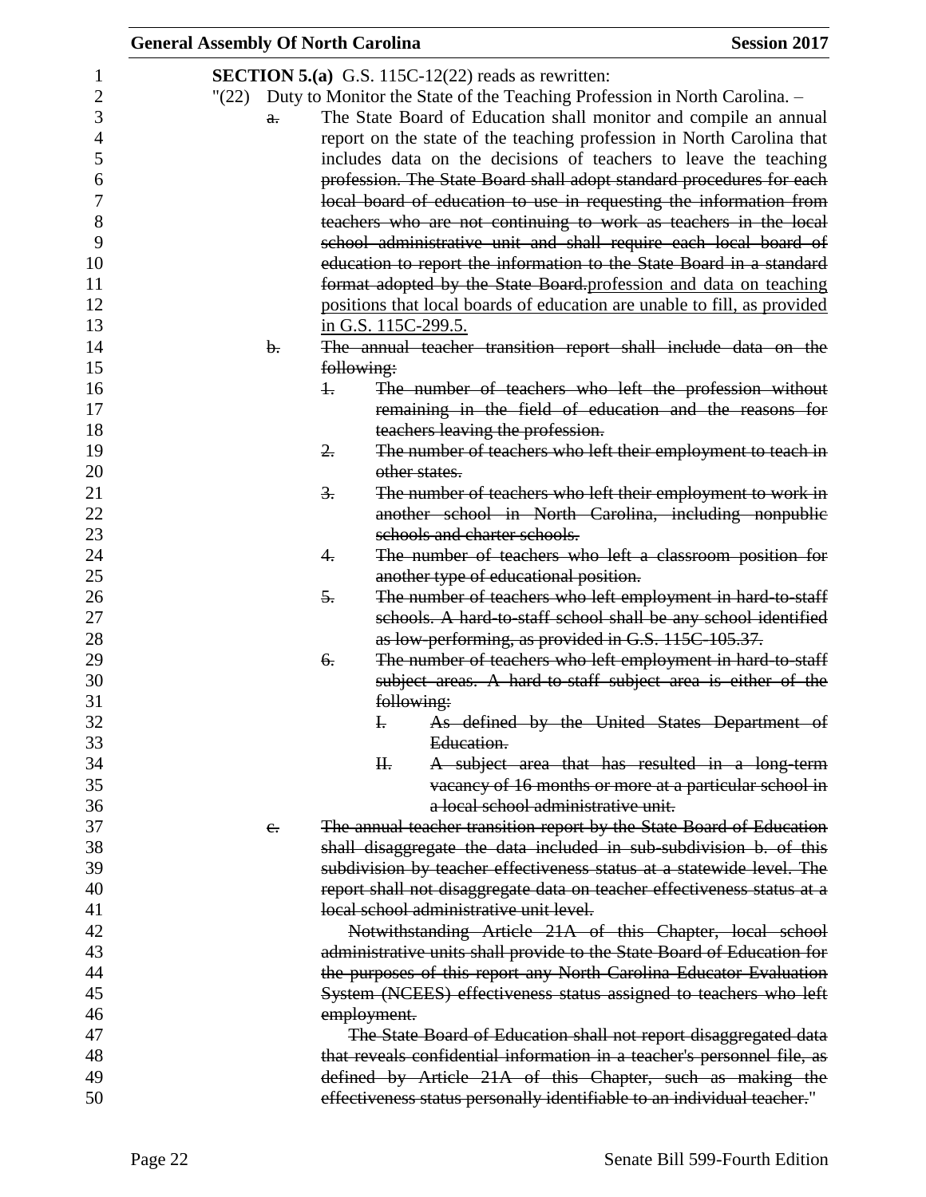**SECTION 5.(a)** G.S. 115C-12(22) reads as rewritten:

"(22) Duty to Monitor the State of the Teaching Profession in North Carolina. –

~~a.~~ The State Board of Education shall monitor and compile an annual report on the state of the teaching profession in North Carolina that includes data on the decisions of teachers to leave the teaching ~~profession. The State Board shall adopt standard procedures for each local board of education to use in requesting the information from teachers who are not continuing to work as teachers in the local school administrative unit and shall require each local board of education to report the information to the State Board in a standard format adopted by the State Board.~~profession and data on teaching positions that local boards of education are unable to fill, as provided in G.S. 115C-299.5.

~~b. The annual teacher transition report shall include data on the following:~~

~~1. The number of teachers who left the profession without remaining in the field of education and the reasons for teachers leaving the profession.~~

~~2. The number of teachers who left their employment to teach in other states.~~

~~3. The number of teachers who left their employment to work in another school in North Carolina, including nonpublic schools and charter schools.~~

~~4. The number of teachers who left a classroom position for another type of educational position.~~

~~5. The number of teachers who left employment in hard-to-staff schools. A hard-to-staff school shall be any school identified as low-performing, as provided in G.S. 115C-105.37.~~

~~6. The number of teachers who left employment in hard-to-staff subject areas. A hard-to-staff subject area is either of the following:~~

~~I. As defined by the United States Department of Education.~~

~~II. A subject area that has resulted in a long-term vacancy of 16 months or more at a particular school in a local school administrative unit.~~

~~c. The annual teacher transition report by the State Board of Education shall disaggregate the data included in sub-subdivision b. of this subdivision by teacher effectiveness status at a statewide level. The report shall not disaggregate data on teacher effectiveness status at a local school administrative unit level.~~

~~Notwithstanding Article 21A of this Chapter, local school administrative units shall provide to the State Board of Education for the purposes of this report any North Carolina Educator Evaluation System (NCEES) effectiveness status assigned to teachers who left employment.~~

~~The State Board of Education shall not report disaggregated data that reveals confidential information in a teacher's personnel file, as defined by Article 21A of this Chapter, such as making the effectiveness status personally identifiable to an individual teacher.~~"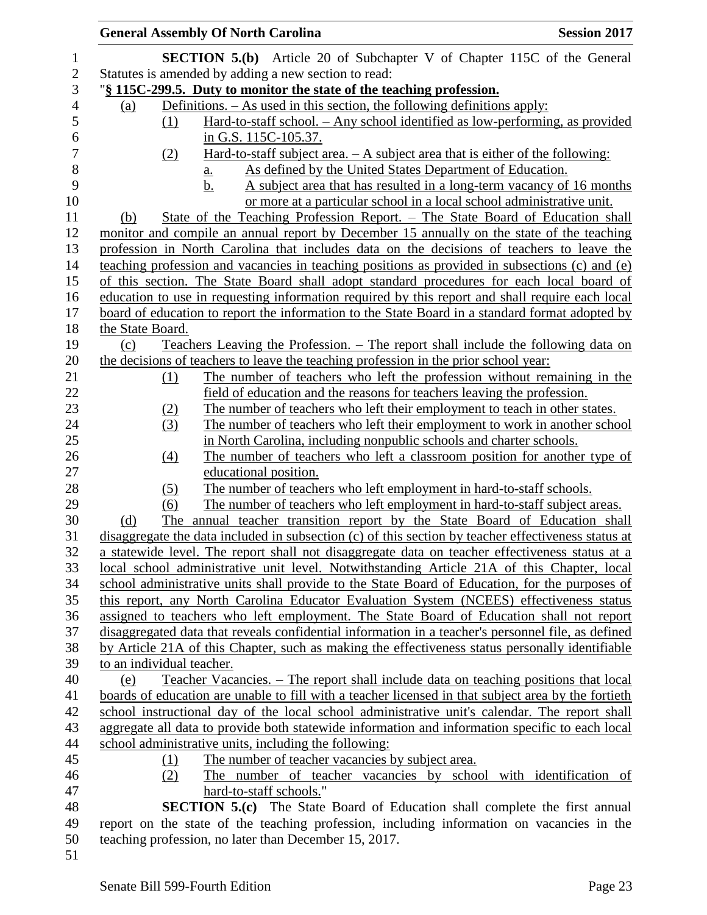**SECTION 5.(b)** Article 20 of Subchapter V of Chapter 115C of the General Statutes is amended by adding a new section to read:

"**§ 115C-299.5. Duty to monitor the state of the teaching profession.**

(a) Definitions. – As used in this section, the following definitions apply:

(1) Hard-to-staff school. – Any school identified as low-performing, as provided in G.S. 115C-105.37.

(2) Hard-to-staff subject area. – A subject area that is either of the following:

a. As defined by the United States Department of Education.

b. A subject area that has resulted in a long-term vacancy of 16 months or more at a particular school in a local school administrative unit.

(b) State of the Teaching Profession Report. – The State Board of Education shall monitor and compile an annual report by December 15 annually on the state of the teaching profession in North Carolina that includes data on the decisions of teachers to leave the teaching profession and vacancies in teaching positions as provided in subsections (c) and (e) of this section. The State Board shall adopt standard procedures for each local board of education to use in requesting information required by this report and shall require each local board of education to report the information to the State Board in a standard format adopted by the State Board.

(c) Teachers Leaving the Profession. – The report shall include the following data on the decisions of teachers to leave the teaching profession in the prior school year:

(1) The number of teachers who left the profession without remaining in the field of education and the reasons for teachers leaving the profession.

(2) The number of teachers who left their employment to teach in other states.

(3) The number of teachers who left their employment to work in another school in North Carolina, including nonpublic schools and charter schools.

(4) The number of teachers who left a classroom position for another type of educational position.

(5) The number of teachers who left employment in hard-to-staff schools.

(6) The number of teachers who left employment in hard-to-staff subject areas.

(d) The annual teacher transition report by the State Board of Education shall disaggregate the data included in subsection (c) of this section by teacher effectiveness status at a statewide level. The report shall not disaggregate data on teacher effectiveness status at a local school administrative unit level. Notwithstanding Article 21A of this Chapter, local school administrative units shall provide to the State Board of Education, for the purposes of this report, any North Carolina Educator Evaluation System (NCEES) effectiveness status assigned to teachers who left employment. The State Board of Education shall not report disaggregated data that reveals confidential information in a teacher's personnel file, as defined by Article 21A of this Chapter, such as making the effectiveness status personally identifiable to an individual teacher.

(e) Teacher Vacancies. – The report shall include data on teaching positions that local boards of education are unable to fill with a teacher licensed in that subject area by the fortieth school instructional day of the local school administrative unit's calendar. The report shall aggregate all data to provide both statewide information and information specific to each local school administrative units, including the following:

(1) The number of teacher vacancies by subject area.

(2) The number of teacher vacancies by school with identification of hard-to-staff schools."

**SECTION 5.(c)** The State Board of Education shall complete the first annual report on the state of the teaching profession, including information on vacancies in the teaching profession, no later than December 15, 2017.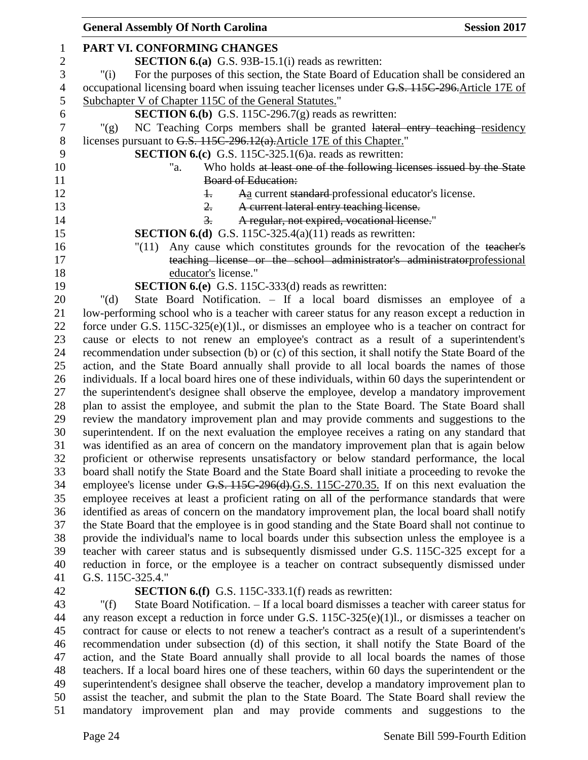## PART VI. CONFORMING CHANGES

**SECTION 6.(a)** G.S. 93B-15.1(i) reads as rewritten:

"(i) For the purposes of this section, the State Board of Education shall be considered an occupational licensing board when issuing teacher licenses under ~~G.S. 115C-296.~~Article 17E of Subchapter V of Chapter 115C of the General Statutes."

**SECTION 6.(b)** G.S. 115C-296.7(g) reads as rewritten:

"(g) NC Teaching Corps members shall be granted ~~lateral entry teaching~~ residency licenses pursuant to ~~G.S. 115C-296.12(a).~~Article 17E of this Chapter."

**SECTION 6.(c)** G.S. 115C-325.1(6)a. reads as rewritten:

"a. Who holds ~~at least one of the following licenses issued by the State Board of Education:~~

~~1.~~ ~~A~~a current ~~standard~~ professional educator's license.

~~2. A current lateral entry teaching license.~~

~~3. A regular, not expired, vocational license.~~"

**SECTION 6.(d)** G.S. 115C-325.4(a)(11) reads as rewritten:

"(11) Any cause which constitutes grounds for the revocation of the ~~teacher's teaching license or the school administrator's administrator~~professional educator's license."

**SECTION 6.(e)** G.S. 115C-333(d) reads as rewritten:

"(d) State Board Notification. – If a local board dismisses an employee of a low-performing school who is a teacher with career status for any reason except a reduction in force under G.S. 115C-325(e)(1)l., or dismisses an employee who is a teacher on contract for cause or elects to not renew an employee's contract as a result of a superintendent's recommendation under subsection (b) or (c) of this section, it shall notify the State Board of the action, and the State Board annually shall provide to all local boards the names of those individuals. If a local board hires one of these individuals, within 60 days the superintendent or the superintendent's designee shall observe the employee, develop a mandatory improvement plan to assist the employee, and submit the plan to the State Board. The State Board shall review the mandatory improvement plan and may provide comments and suggestions to the superintendent. If on the next evaluation the employee receives a rating on any standard that was identified as an area of concern on the mandatory improvement plan that is again below proficient or otherwise represents unsatisfactory or below standard performance, the local board shall notify the State Board and the State Board shall initiate a proceeding to revoke the employee's license under ~~G.S. 115C-296(d).~~G.S. 115C-270.35. If on this next evaluation the employee receives at least a proficient rating on all of the performance standards that were identified as areas of concern on the mandatory improvement plan, the local board shall notify the State Board that the employee is in good standing and the State Board shall not continue to provide the individual's name to local boards under this subsection unless the employee is a teacher with career status and is subsequently dismissed under G.S. 115C-325 except for a reduction in force, or the employee is a teacher on contract subsequently dismissed under G.S. 115C-325.4."

**SECTION 6.(f)** G.S. 115C-333.1(f) reads as rewritten:

"(f) State Board Notification. – If a local board dismisses a teacher with career status for any reason except a reduction in force under G.S. 115C-325(e)(1)l., or dismisses a teacher on contract for cause or elects to not renew a teacher's contract as a result of a superintendent's recommendation under subsection (d) of this section, it shall notify the State Board of the action, and the State Board annually shall provide to all local boards the names of those teachers. If a local board hires one of these teachers, within 60 days the superintendent or the superintendent's designee shall observe the teacher, develop a mandatory improvement plan to assist the teacher, and submit the plan to the State Board. The State Board shall review the mandatory improvement plan and may provide comments and suggestions to the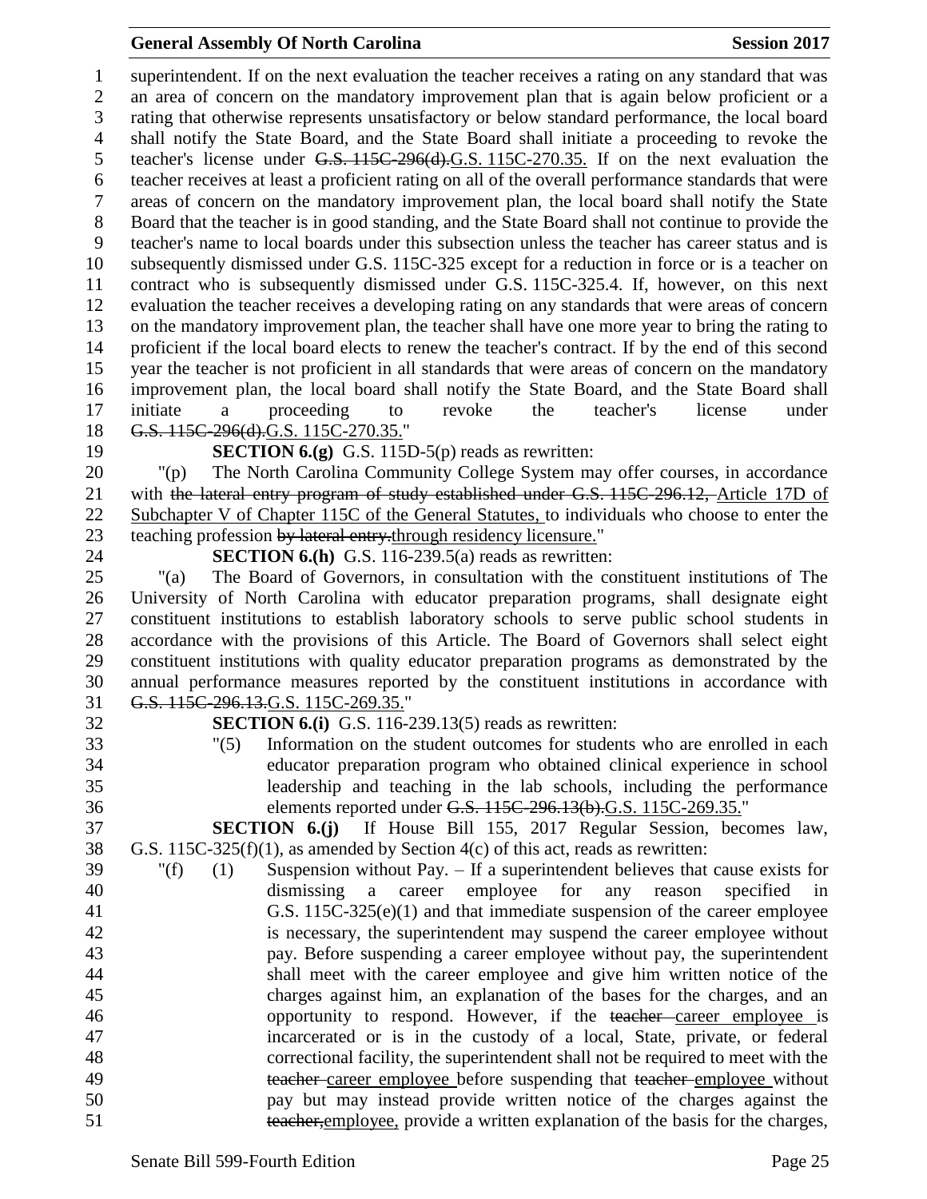superintendent. If on the next evaluation the teacher receives a rating on any standard that was an area of concern on the mandatory improvement plan that is again below proficient or a rating that otherwise represents unsatisfactory or below standard performance, the local board shall notify the State Board, and the State Board shall initiate a proceeding to revoke the teacher's license under ~~G.S. 115C-296(d).~~G.S. 115C-270.35. If on the next evaluation the teacher receives at least a proficient rating on all of the overall performance standards that were areas of concern on the mandatory improvement plan, the local board shall notify the State Board that the teacher is in good standing, and the State Board shall not continue to provide the teacher's name to local boards under this subsection unless the teacher has career status and is subsequently dismissed under G.S. 115C-325 except for a reduction in force or is a teacher on contract who is subsequently dismissed under G.S. 115C-325.4. If, however, on this next evaluation the teacher receives a developing rating on any standards that were areas of concern on the mandatory improvement plan, the teacher shall have one more year to bring the rating to proficient if the local board elects to renew the teacher's contract. If by the end of this second year the teacher is not proficient in all standards that were areas of concern on the mandatory improvement plan, the local board shall notify the State Board, and the State Board shall initiate a proceeding to revoke the teacher's license under ~~G.S. 115C-296(d).~~G.S. 115C-270.35."

**SECTION 6.(g)** G.S. 115D-5(p) reads as rewritten:

"(p) The North Carolina Community College System may offer courses, in accordance with ~~the lateral entry program of study established under G.S. 115C-296.12,~~ Article 17D of Subchapter V of Chapter 115C of the General Statutes, to individuals who choose to enter the teaching profession ~~by lateral entry.~~through residency licensure."

**SECTION 6.(h)** G.S. 116-239.5(a) reads as rewritten:

"(a) The Board of Governors, in consultation with the constituent institutions of The University of North Carolina with educator preparation programs, shall designate eight constituent institutions to establish laboratory schools to serve public school students in accordance with the provisions of this Article. The Board of Governors shall select eight constituent institutions with quality educator preparation programs as demonstrated by the annual performance measures reported by the constituent institutions in accordance with ~~G.S. 115C-296.13.~~G.S. 115C-269.35."

**SECTION 6.(i)** G.S. 116-239.13(5) reads as rewritten:

"(5) Information on the student outcomes for students who are enrolled in each educator preparation program who obtained clinical experience in school leadership and teaching in the lab schools, including the performance elements reported under ~~G.S. 115C-296.13(b).~~G.S. 115C-269.35."

**SECTION 6.(j)** If House Bill 155, 2017 Regular Session, becomes law, G.S. 115C-325(f)(1), as amended by Section 4(c) of this act, reads as rewritten:

"(f) (1) Suspension without Pay. – If a superintendent believes that cause exists for dismissing a career employee for any reason specified in G.S. 115C-325(e)(1) and that immediate suspension of the career employee is necessary, the superintendent may suspend the career employee without pay. Before suspending a career employee without pay, the superintendent shall meet with the career employee and give him written notice of the charges against him, an explanation of the bases for the charges, and an opportunity to respond. However, if the ~~teacher~~ career employee is incarcerated or is in the custody of a local, State, private, or federal correctional facility, the superintendent shall not be required to meet with the ~~teacher~~ career employee before suspending that ~~teacher~~ employee without pay but may instead provide written notice of the charges against the ~~teacher,~~employee, provide a written explanation of the basis for the charges,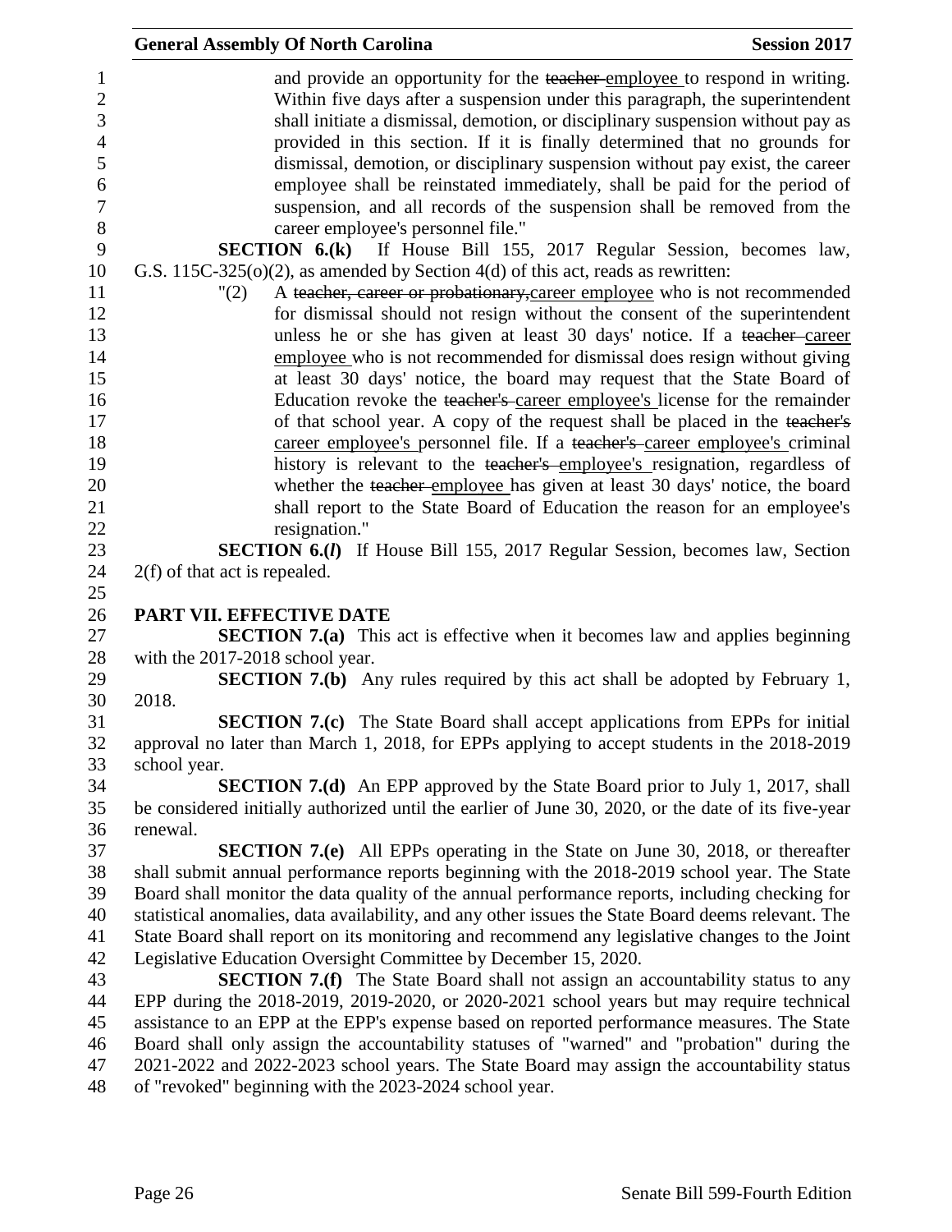and provide an opportunity for the ~~teacher~~ employee to respond in writing. Within five days after a suspension under this paragraph, the superintendent shall initiate a dismissal, demotion, or disciplinary suspension without pay as provided in this section. If it is finally determined that no grounds for dismissal, demotion, or disciplinary suspension without pay exist, the career employee shall be reinstated immediately, shall be paid for the period of suspension, and all records of the suspension shall be removed from the career employee's personnel file."

**SECTION 6.(k)** If House Bill 155, 2017 Regular Session, becomes law, G.S. 115C-325(o)(2), as amended by Section 4(d) of this act, reads as rewritten:

"(2) A ~~teacher, career or probationary,~~career employee who is not recommended for dismissal should not resign without the consent of the superintendent unless he or she has given at least 30 days' notice. If a ~~teacher~~ career employee who is not recommended for dismissal does resign without giving at least 30 days' notice, the board may request that the State Board of Education revoke the ~~teacher's~~ career employee's license for the remainder of that school year. A copy of the request shall be placed in the ~~teacher's~~ career employee's personnel file. If a ~~teacher's~~ career employee's criminal history is relevant to the ~~teacher's~~ employee's resignation, regardless of whether the ~~teacher~~ employee has given at least 30 days' notice, the board shall report to the State Board of Education the reason for an employee's resignation."

**SECTION 6.(*l*)** If House Bill 155, 2017 Regular Session, becomes law, Section 2(f) of that act is repealed.

## PART VII. EFFECTIVE DATE

**SECTION 7.(a)** This act is effective when it becomes law and applies beginning with the 2017-2018 school year.

**SECTION 7.(b)** Any rules required by this act shall be adopted by February 1, 2018.

**SECTION 7.(c)** The State Board shall accept applications from EPPs for initial approval no later than March 1, 2018, for EPPs applying to accept students in the 2018-2019 school year.

**SECTION 7.(d)** An EPP approved by the State Board prior to July 1, 2017, shall be considered initially authorized until the earlier of June 30, 2020, or the date of its five-year renewal.

**SECTION 7.(e)** All EPPs operating in the State on June 30, 2018, or thereafter shall submit annual performance reports beginning with the 2018-2019 school year. The State Board shall monitor the data quality of the annual performance reports, including checking for statistical anomalies, data availability, and any other issues the State Board deems relevant. The State Board shall report on its monitoring and recommend any legislative changes to the Joint Legislative Education Oversight Committee by December 15, 2020.

**SECTION 7.(f)** The State Board shall not assign an accountability status to any EPP during the 2018-2019, 2019-2020, or 2020-2021 school years but may require technical assistance to an EPP at the EPP's expense based on reported performance measures. The State Board shall only assign the accountability statuses of "warned" and "probation" during the 2021-2022 and 2022-2023 school years. The State Board may assign the accountability status of "revoked" beginning with the 2023-2024 school year.